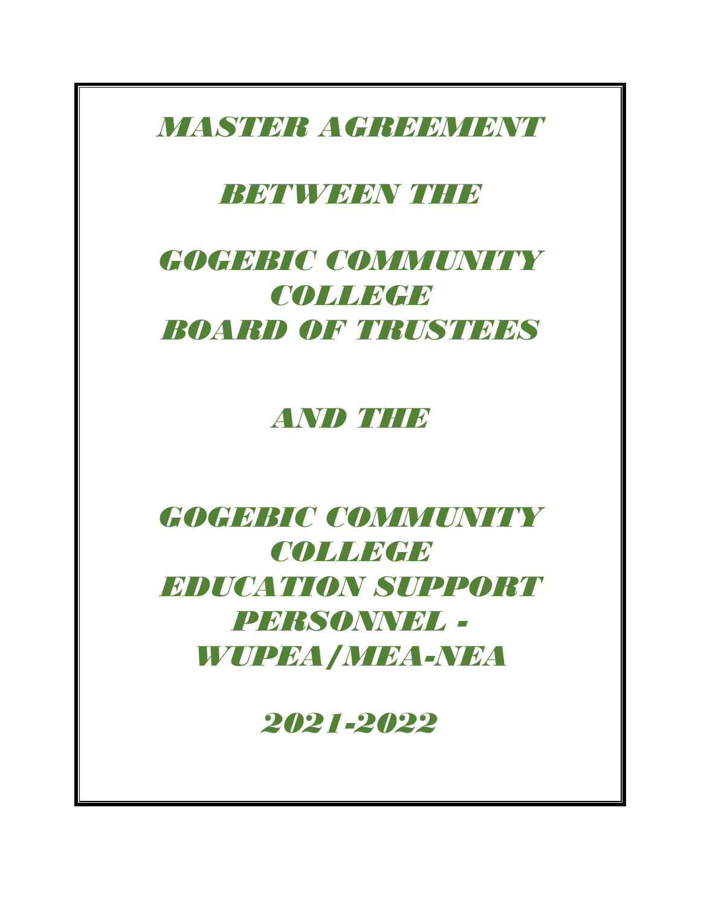# MASTER AGREEMENT

# BETWEEN THE

# GOGEBIC COMMUNITY COLLEGE BOARD OF TRUSTEES

# AND THE

# GOGEBIC COMMUNITY COLLEGE EDUCATION SUPPORT PERSONNEL - WUPEA/MEA-NEA

# 2021-2022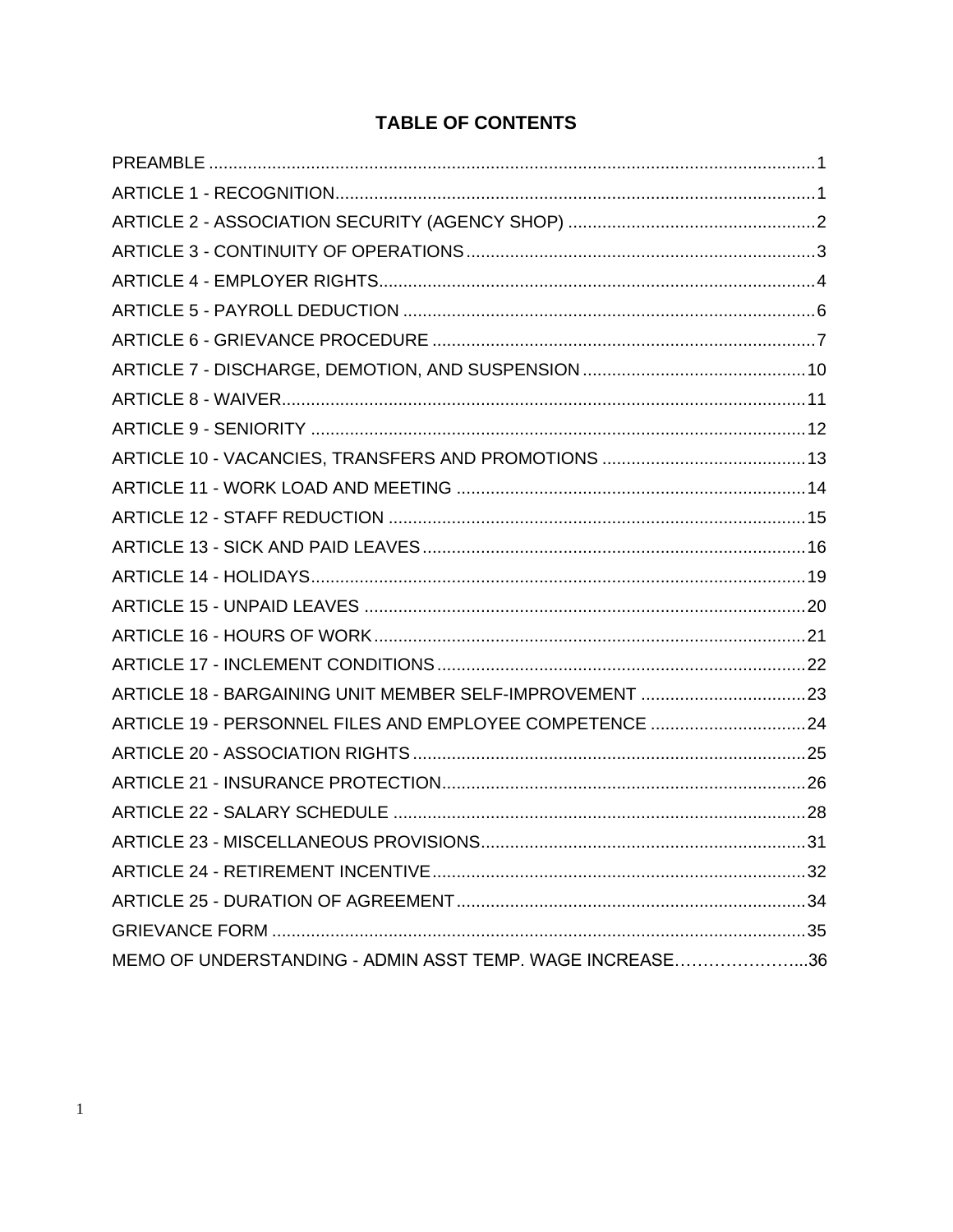# TABLE OF CONTENTS

PREAMBLE ....................................................................................................................... 1
ARTICLE 1 - RECOGNITION ............................................................................................ 1
ARTICLE 2 - ASSOCIATION SECURITY (AGENCY SHOP) .................................................. 2
ARTICLE 3 - CONTINUITY OF OPERATIONS ..................................................................... 3
ARTICLE 4 - EMPLOYER RIGHTS ...................................................................................... 4
ARTICLE 5 - PAYROLL DEDUCTION .................................................................................. 6
ARTICLE 6 - GRIEVANCE PROCEDURE ............................................................................. 7
ARTICLE 7 - DISCHARGE, DEMOTION, AND SUSPENSION .............................................. 10
ARTICLE 8 - WAIVER ..................................................................................................... 11
ARTICLE 9 - SENIORITY ................................................................................................ 12
ARTICLE 10 - VACANCIES, TRANSFERS AND PROMOTIONS ........................................... 13
ARTICLE 11 - WORK LOAD AND MEETING ...................................................................... 14
ARTICLE 12 - STAFF REDUCTION ................................................................................... 15
ARTICLE 13 - SICK AND PAID LEAVES ............................................................................ 16
ARTICLE 14 - HOLIDAYS ................................................................................................ 19
ARTICLE 15 - UNPAID LEAVES ....................................................................................... 20
ARTICLE 16 - HOURS OF WORK ..................................................................................... 21
ARTICLE 17 - INCLEMENT CONDITIONS .......................................................................... 22
ARTICLE 18 - BARGAINING UNIT MEMBER SELF-IMPROVEMENT .................................... 23
ARTICLE 19 - PERSONNEL FILES AND EMPLOYEE COMPETENCE .................................. 24
ARTICLE 20 - ASSOCIATION RIGHTS .............................................................................. 25
ARTICLE 21 - INSURANCE PROTECTION ......................................................................... 26
ARTICLE 22 - SALARY SCHEDULE .................................................................................. 28
ARTICLE 23 - MISCELLANEOUS PROVISIONS .................................................................. 31
ARTICLE 24 - RETIREMENT INCENTIVE ........................................................................... 32
ARTICLE 25 - DURATION OF AGREEMENT ....................................................................... 34
GRIEVANCE FORM ......................................................................................................... 35
MEMO OF UNDERSTANDING - ADMIN ASST TEMP. WAGE INCREASE…………………...36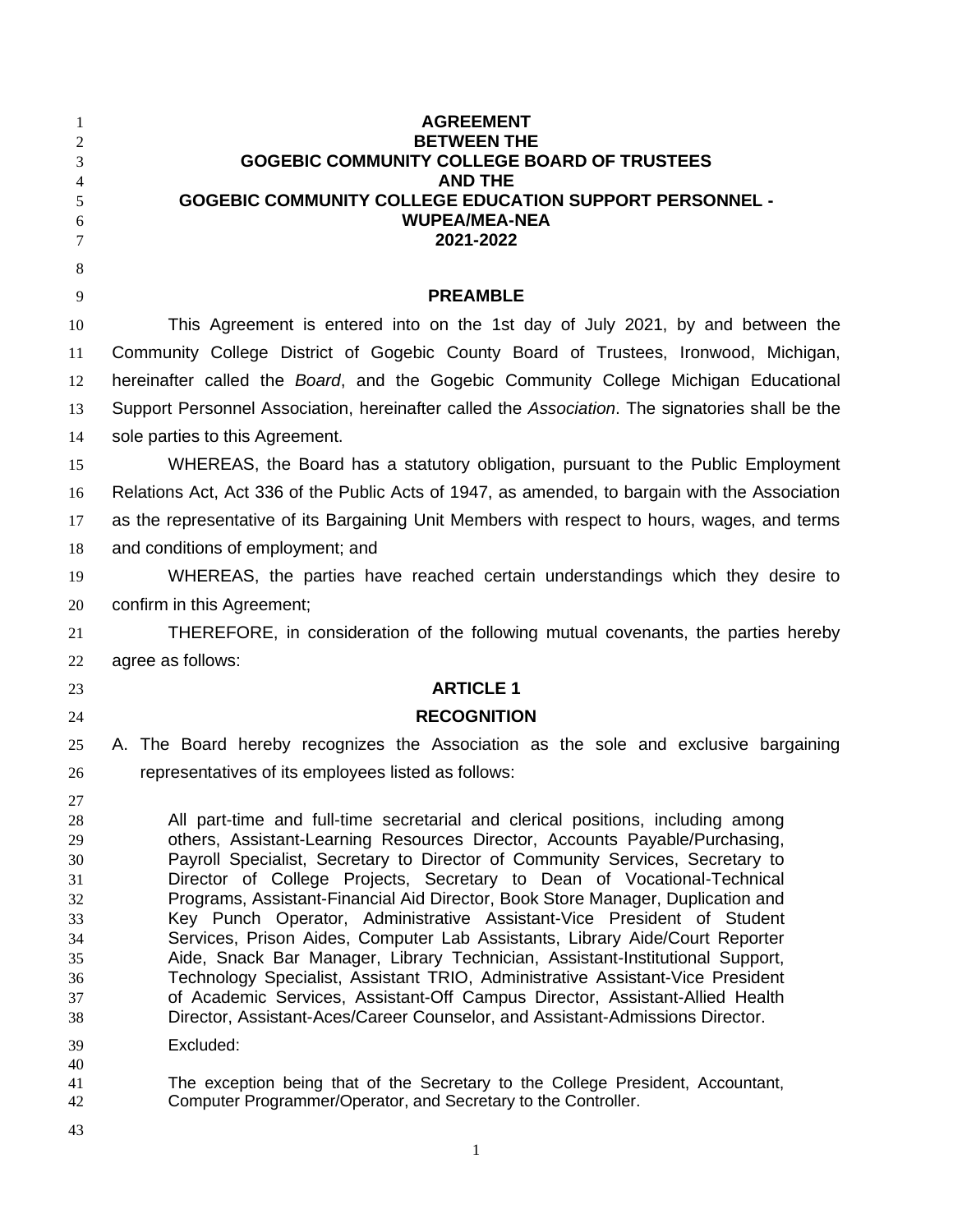**AGREEMENT**
**BETWEEN THE**
**GOGEBIC COMMUNITY COLLEGE BOARD OF TRUSTEES**
**AND THE**
**GOGEBIC COMMUNITY COLLEGE EDUCATION SUPPORT PERSONNEL -**
**WUPEA/MEA-NEA**
**2021-2022**

## PREAMBLE

This Agreement is entered into on the 1st day of July 2021, by and between the Community College District of Gogebic County Board of Trustees, Ironwood, Michigan, hereinafter called the *Board*, and the Gogebic Community College Michigan Educational Support Personnel Association, hereinafter called the *Association*. The signatories shall be the sole parties to this Agreement.

WHEREAS, the Board has a statutory obligation, pursuant to the Public Employment Relations Act, Act 336 of the Public Acts of 1947, as amended, to bargain with the Association as the representative of its Bargaining Unit Members with respect to hours, wages, and terms and conditions of employment; and

WHEREAS, the parties have reached certain understandings which they desire to confirm in this Agreement;

THEREFORE, in consideration of the following mutual covenants, the parties hereby agree as follows:

## ARTICLE 1
## RECOGNITION

A. The Board hereby recognizes the Association as the sole and exclusive bargaining representatives of its employees listed as follows:

All part-time and full-time secretarial and clerical positions, including among others, Assistant-Learning Resources Director, Accounts Payable/Purchasing, Payroll Specialist, Secretary to Director of Community Services, Secretary to Director of College Projects, Secretary to Dean of Vocational-Technical Programs, Assistant-Financial Aid Director, Book Store Manager, Duplication and Key Punch Operator, Administrative Assistant-Vice President of Student Services, Prison Aides, Computer Lab Assistants, Library Aide/Court Reporter Aide, Snack Bar Manager, Library Technician, Assistant-Institutional Support, Technology Specialist, Assistant TRIO, Administrative Assistant-Vice President of Academic Services, Assistant-Off Campus Director, Assistant-Allied Health Director, Assistant-Aces/Career Counselor, and Assistant-Admissions Director.

Excluded:

The exception being that of the Secretary to the College President, Accountant, Computer Programmer/Operator, and Secretary to the Controller.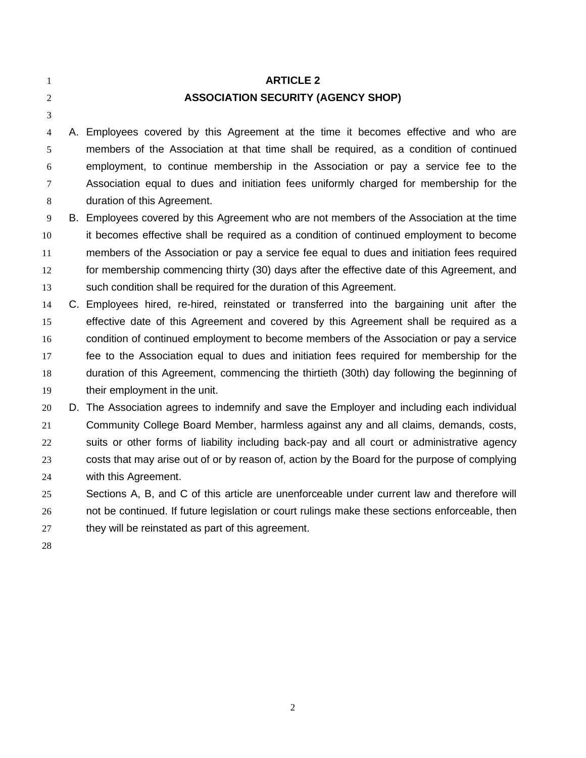# ARTICLE 2
## ASSOCIATION SECURITY (AGENCY SHOP)

A. Employees covered by this Agreement at the time it becomes effective and who are members of the Association at that time shall be required, as a condition of continued employment, to continue membership in the Association or pay a service fee to the Association equal to dues and initiation fees uniformly charged for membership for the duration of this Agreement.

B. Employees covered by this Agreement who are not members of the Association at the time it becomes effective shall be required as a condition of continued employment to become members of the Association or pay a service fee equal to dues and initiation fees required for membership commencing thirty (30) days after the effective date of this Agreement, and such condition shall be required for the duration of this Agreement.

C. Employees hired, re-hired, reinstated or transferred into the bargaining unit after the effective date of this Agreement and covered by this Agreement shall be required as a condition of continued employment to become members of the Association or pay a service fee to the Association equal to dues and initiation fees required for membership for the duration of this Agreement, commencing the thirtieth (30th) day following the beginning of their employment in the unit.

D. The Association agrees to indemnify and save the Employer and including each individual Community College Board Member, harmless against any and all claims, demands, costs, suits or other forms of liability including back-pay and all court or administrative agency costs that may arise out of or by reason of, action by the Board for the purpose of complying with this Agreement.

Sections A, B, and C of this article are unenforceable under current law and therefore will not be continued. If future legislation or court rulings make these sections enforceable, then they will be reinstated as part of this agreement.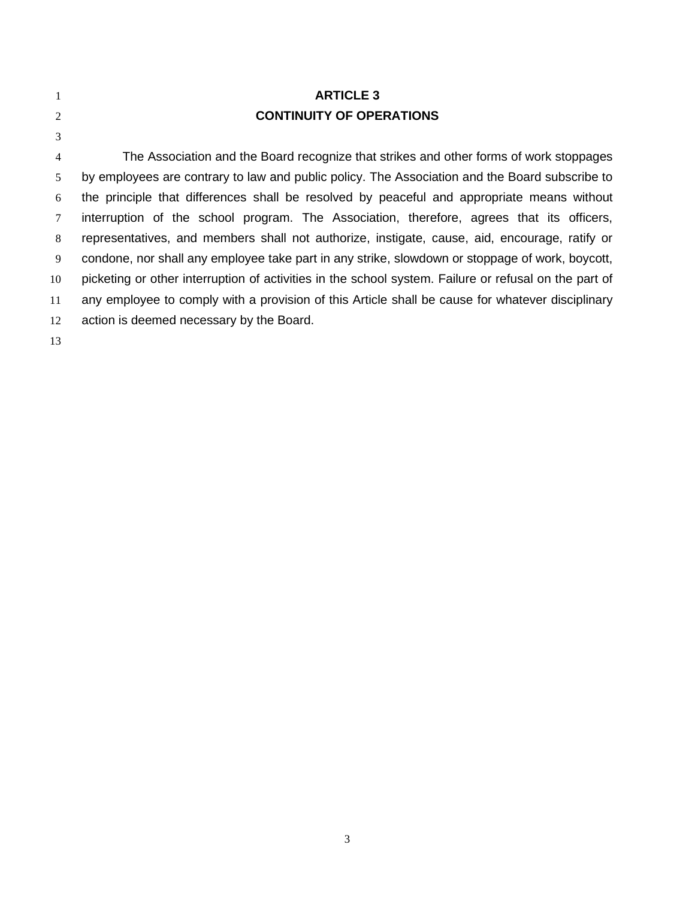# ARTICLE 3
## CONTINUITY OF OPERATIONS

The Association and the Board recognize that strikes and other forms of work stoppages by employees are contrary to law and public policy. The Association and the Board subscribe to the principle that differences shall be resolved by peaceful and appropriate means without interruption of the school program. The Association, therefore, agrees that its officers, representatives, and members shall not authorize, instigate, cause, aid, encourage, ratify or condone, nor shall any employee take part in any strike, slowdown or stoppage of work, boycott, picketing or other interruption of activities in the school system. Failure or refusal on the part of any employee to comply with a provision of this Article shall be cause for whatever disciplinary action is deemed necessary by the Board.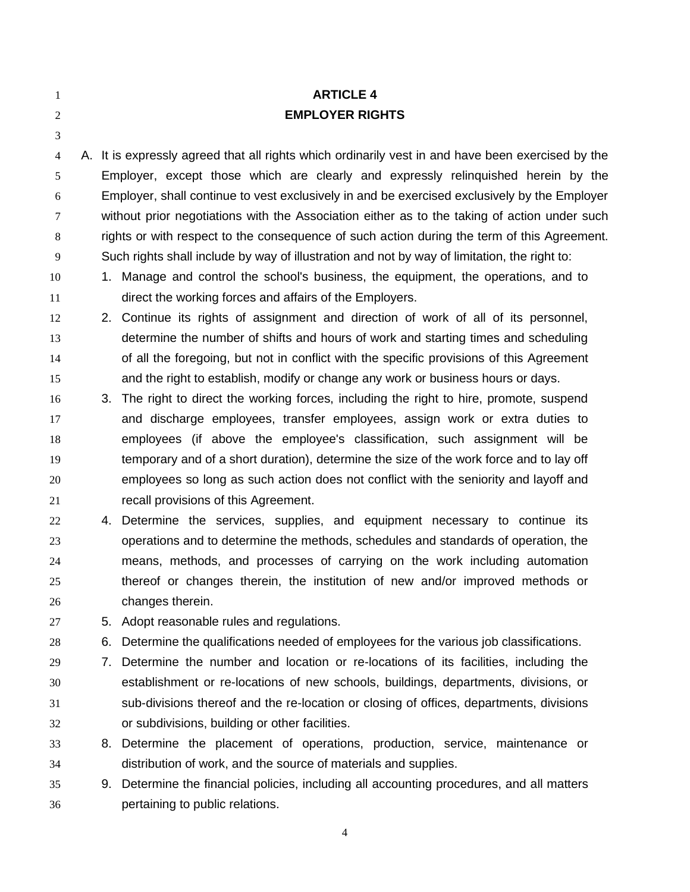# ARTICLE 4
## EMPLOYER RIGHTS

A. It is expressly agreed that all rights which ordinarily vest in and have been exercised by the Employer, except those which are clearly and expressly relinquished herein by the Employer, shall continue to vest exclusively in and be exercised exclusively by the Employer without prior negotiations with the Association either as to the taking of action under such rights or with respect to the consequence of such action during the term of this Agreement. Such rights shall include by way of illustration and not by way of limitation, the right to:

1. Manage and control the school's business, the equipment, the operations, and to direct the working forces and affairs of the Employers.
2. Continue its rights of assignment and direction of work of all of its personnel, determine the number of shifts and hours of work and starting times and scheduling of all the foregoing, but not in conflict with the specific provisions of this Agreement and the right to establish, modify or change any work or business hours or days.
3. The right to direct the working forces, including the right to hire, promote, suspend and discharge employees, transfer employees, assign work or extra duties to employees (if above the employee's classification, such assignment will be temporary and of a short duration), determine the size of the work force and to lay off employees so long as such action does not conflict with the seniority and layoff and recall provisions of this Agreement.
4. Determine the services, supplies, and equipment necessary to continue its operations and to determine the methods, schedules and standards of operation, the means, methods, and processes of carrying on the work including automation thereof or changes therein, the institution of new and/or improved methods or changes therein.
5. Adopt reasonable rules and regulations.
6. Determine the qualifications needed of employees for the various job classifications.
7. Determine the number and location or re-locations of its facilities, including the establishment or re-locations of new schools, buildings, departments, divisions, or sub-divisions thereof and the re-location or closing of offices, departments, divisions or subdivisions, building or other facilities.
8. Determine the placement of operations, production, service, maintenance or distribution of work, and the source of materials and supplies.
9. Determine the financial policies, including all accounting procedures, and all matters pertaining to public relations.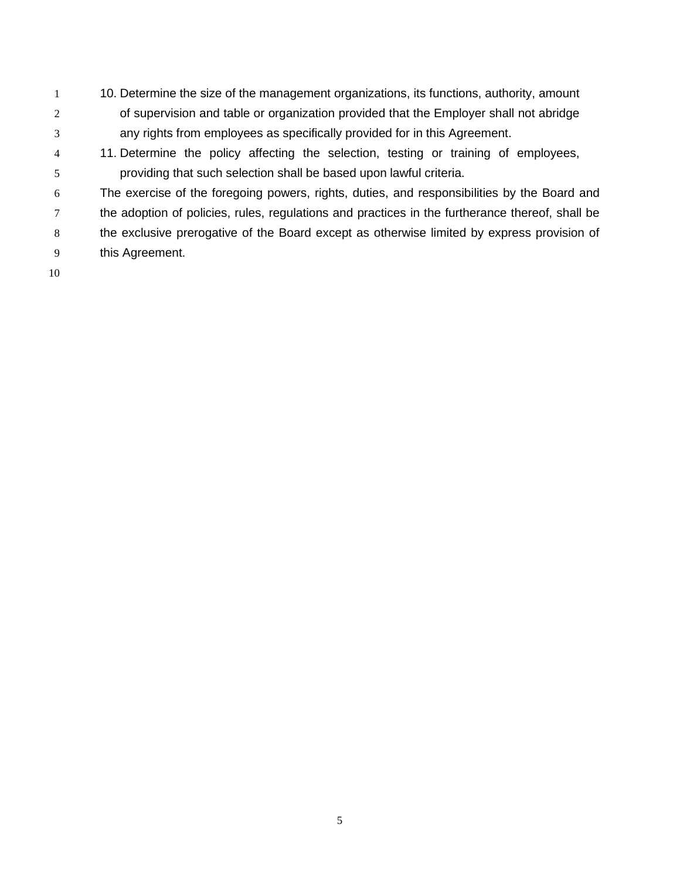10. Determine the size of the management organizations, its functions, authority, amount of supervision and table or organization provided that the Employer shall not abridge any rights from employees as specifically provided for in this Agreement.
11. Determine the policy affecting the selection, testing or training of employees, providing that such selection shall be based upon lawful criteria.

The exercise of the foregoing powers, rights, duties, and responsibilities by the Board and the adoption of policies, rules, regulations and practices in the furtherance thereof, shall be the exclusive prerogative of the Board except as otherwise limited by express provision of this Agreement.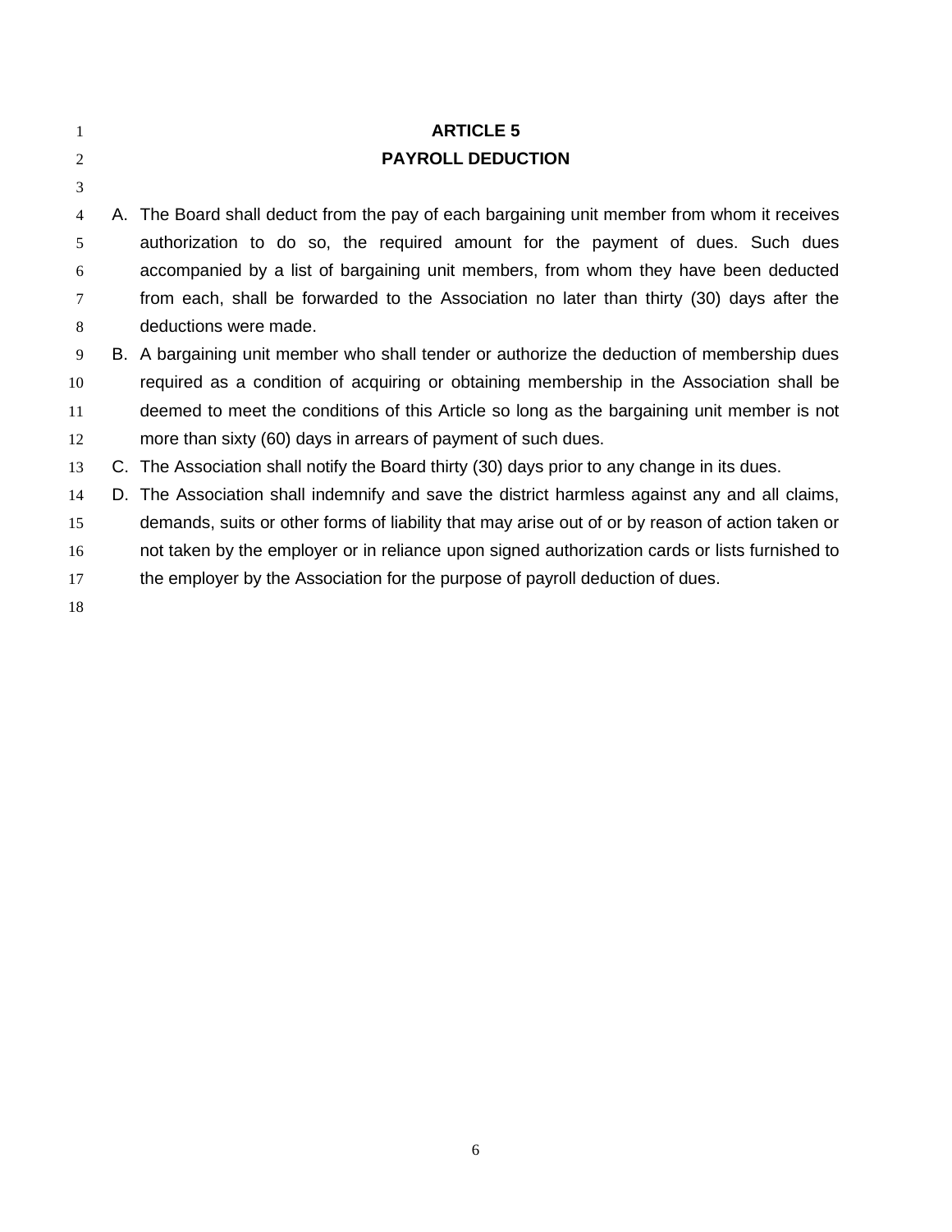# ARTICLE 5

## PAYROLL DEDUCTION

A. The Board shall deduct from the pay of each bargaining unit member from whom it receives authorization to do so, the required amount for the payment of dues. Such dues accompanied by a list of bargaining unit members, from whom they have been deducted from each, shall be forwarded to the Association no later than thirty (30) days after the deductions were made.

B. A bargaining unit member who shall tender or authorize the deduction of membership dues required as a condition of acquiring or obtaining membership in the Association shall be deemed to meet the conditions of this Article so long as the bargaining unit member is not more than sixty (60) days in arrears of payment of such dues.

C. The Association shall notify the Board thirty (30) days prior to any change in its dues.

D. The Association shall indemnify and save the district harmless against any and all claims, demands, suits or other forms of liability that may arise out of or by reason of action taken or not taken by the employer or in reliance upon signed authorization cards or lists furnished to the employer by the Association for the purpose of payroll deduction of dues.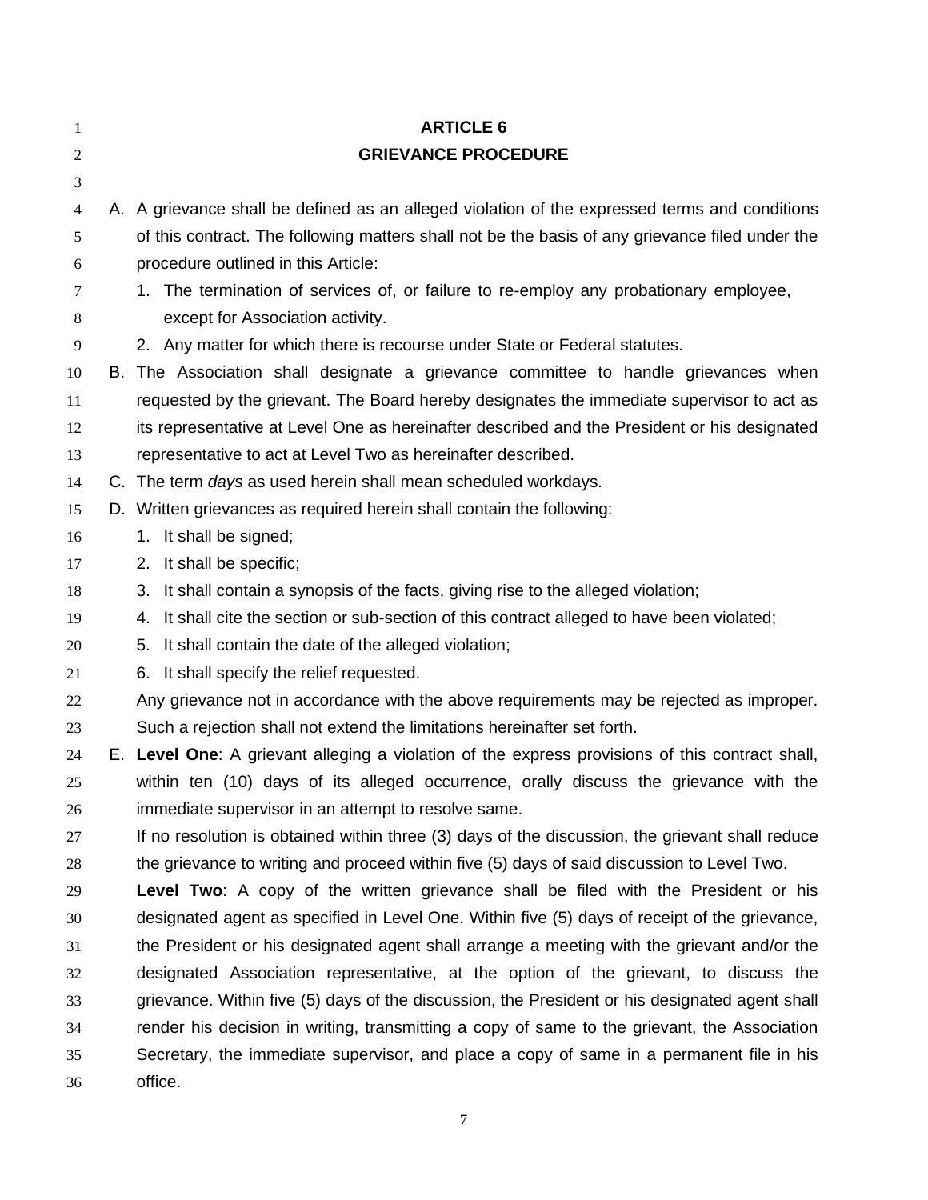# ARTICLE 6

## GRIEVANCE PROCEDURE

A. A grievance shall be defined as an alleged violation of the expressed terms and conditions of this contract. The following matters shall not be the basis of any grievance filed under the procedure outlined in this Article:

   1. The termination of services of, or failure to re-employ any probationary employee, except for Association activity.
   2. Any matter for which there is recourse under State or Federal statutes.

B. The Association shall designate a grievance committee to handle grievances when requested by the grievant. The Board hereby designates the immediate supervisor to act as its representative at Level One as hereinafter described and the President or his designated representative to act at Level Two as hereinafter described.

C. The term *days* as used herein shall mean scheduled workdays.

D. Written grievances as required herein shall contain the following:

   1. It shall be signed;
   2. It shall be specific;
   3. It shall contain a synopsis of the facts, giving rise to the alleged violation;
   4. It shall cite the section or sub-section of this contract alleged to have been violated;
   5. It shall contain the date of the alleged violation;
   6. It shall specify the relief requested.

   Any grievance not in accordance with the above requirements may be rejected as improper. Such a rejection shall not extend the limitations hereinafter set forth.

E. **Level One**: A grievant alleging a violation of the express provisions of this contract shall, within ten (10) days of its alleged occurrence, orally discuss the grievance with the immediate supervisor in an attempt to resolve same.

   If no resolution is obtained within three (3) days of the discussion, the grievant shall reduce the grievance to writing and proceed within five (5) days of said discussion to Level Two.

   **Level Two**: A copy of the written grievance shall be filed with the President or his designated agent as specified in Level One. Within five (5) days of receipt of the grievance, the President or his designated agent shall arrange a meeting with the grievant and/or the designated Association representative, at the option of the grievant, to discuss the grievance. Within five (5) days of the discussion, the President or his designated agent shall render his decision in writing, transmitting a copy of same to the grievant, the Association Secretary, the immediate supervisor, and place a copy of same in a permanent file in his office.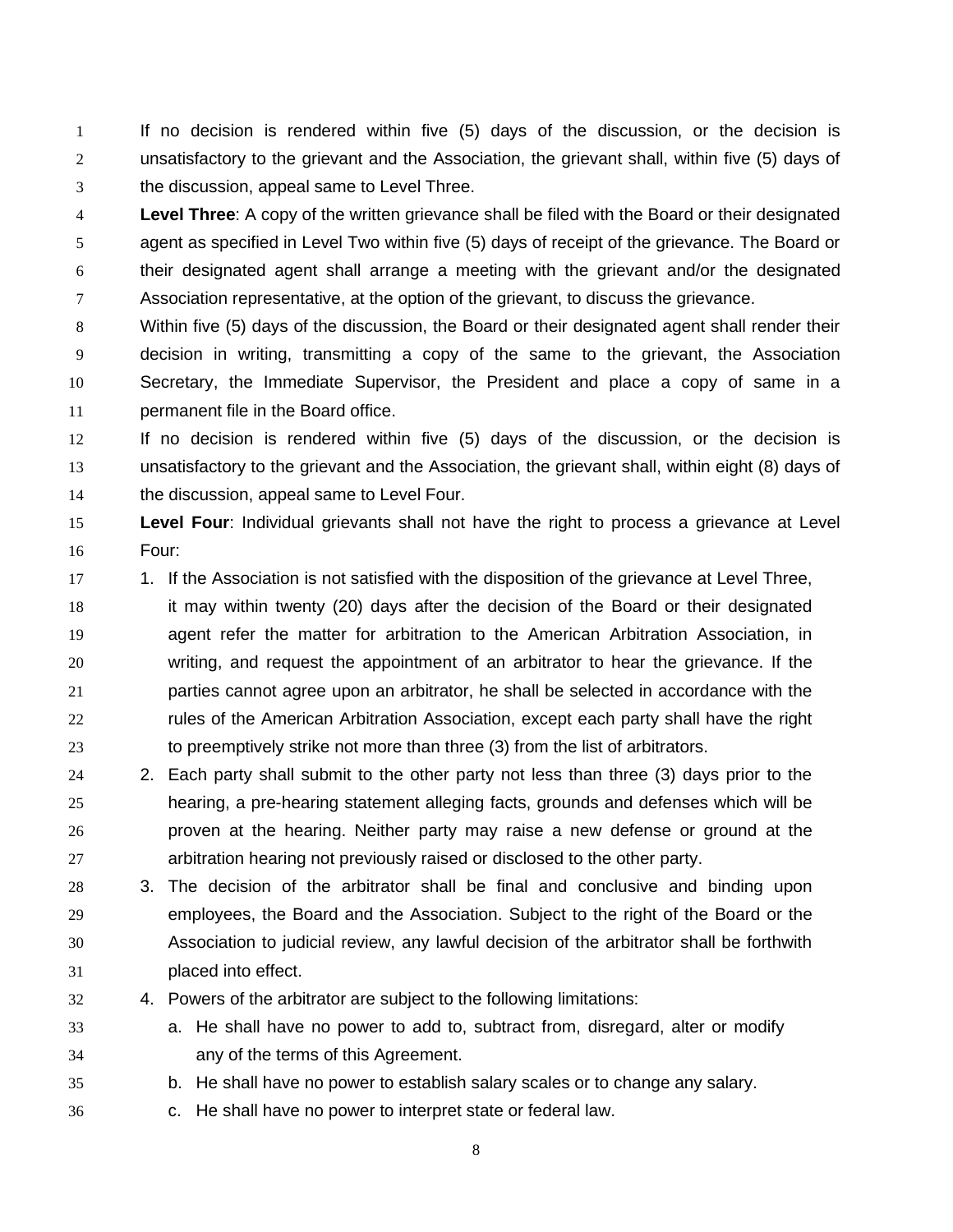If no decision is rendered within five (5) days of the discussion, or the decision is unsatisfactory to the grievant and the Association, the grievant shall, within five (5) days of the discussion, appeal same to Level Three.

**Level Three**: A copy of the written grievance shall be filed with the Board or their designated agent as specified in Level Two within five (5) days of receipt of the grievance. The Board or their designated agent shall arrange a meeting with the grievant and/or the designated Association representative, at the option of the grievant, to discuss the grievance.

Within five (5) days of the discussion, the Board or their designated agent shall render their decision in writing, transmitting a copy of the same to the grievant, the Association Secretary, the Immediate Supervisor, the President and place a copy of same in a permanent file in the Board office.

If no decision is rendered within five (5) days of the discussion, or the decision is unsatisfactory to the grievant and the Association, the grievant shall, within eight (8) days of the discussion, appeal same to Level Four.

**Level Four**: Individual grievants shall not have the right to process a grievance at Level Four:

1. If the Association is not satisfied with the disposition of the grievance at Level Three, it may within twenty (20) days after the decision of the Board or their designated agent refer the matter for arbitration to the American Arbitration Association, in writing, and request the appointment of an arbitrator to hear the grievance. If the parties cannot agree upon an arbitrator, he shall be selected in accordance with the rules of the American Arbitration Association, except each party shall have the right to preemptively strike not more than three (3) from the list of arbitrators.
2. Each party shall submit to the other party not less than three (3) days prior to the hearing, a pre-hearing statement alleging facts, grounds and defenses which will be proven at the hearing. Neither party may raise a new defense or ground at the arbitration hearing not previously raised or disclosed to the other party.
3. The decision of the arbitrator shall be final and conclusive and binding upon employees, the Board and the Association. Subject to the right of the Board or the Association to judicial review, any lawful decision of the arbitrator shall be forthwith placed into effect.
4. Powers of the arbitrator are subject to the following limitations:
   a. He shall have no power to add to, subtract from, disregard, alter or modify any of the terms of this Agreement.
   b. He shall have no power to establish salary scales or to change any salary.
   c. He shall have no power to interpret state or federal law.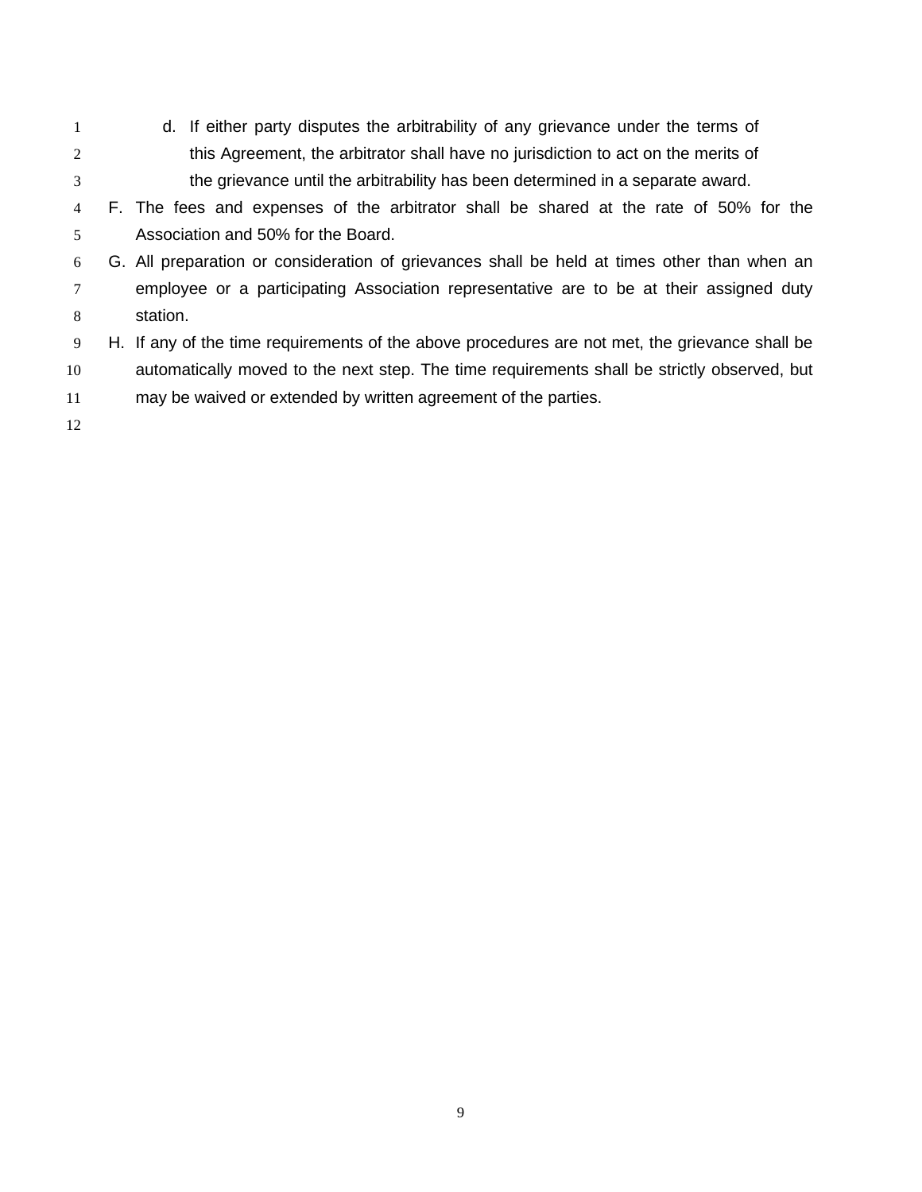d. If either party disputes the arbitrability of any grievance under the terms of this Agreement, the arbitrator shall have no jurisdiction to act on the merits of the grievance until the arbitrability has been determined in a separate award.

F. The fees and expenses of the arbitrator shall be shared at the rate of 50% for the Association and 50% for the Board.

G. All preparation or consideration of grievances shall be held at times other than when an employee or a participating Association representative are to be at their assigned duty station.

H. If any of the time requirements of the above procedures are not met, the grievance shall be automatically moved to the next step. The time requirements shall be strictly observed, but may be waived or extended by written agreement of the parties.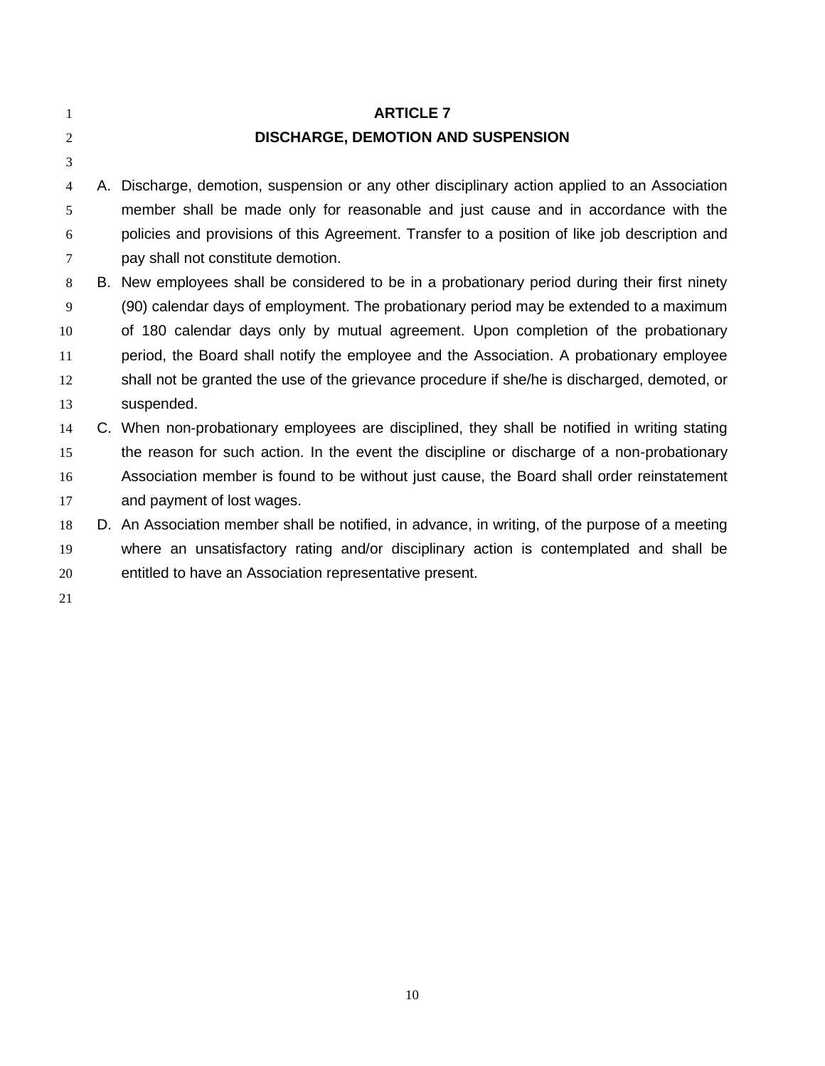# ARTICLE 7

## DISCHARGE, DEMOTION AND SUSPENSION

A. Discharge, demotion, suspension or any other disciplinary action applied to an Association member shall be made only for reasonable and just cause and in accordance with the policies and provisions of this Agreement. Transfer to a position of like job description and pay shall not constitute demotion.

B. New employees shall be considered to be in a probationary period during their first ninety (90) calendar days of employment. The probationary period may be extended to a maximum of 180 calendar days only by mutual agreement. Upon completion of the probationary period, the Board shall notify the employee and the Association. A probationary employee shall not be granted the use of the grievance procedure if she/he is discharged, demoted, or suspended.

C. When non-probationary employees are disciplined, they shall be notified in writing stating the reason for such action. In the event the discipline or discharge of a non-probationary Association member is found to be without just cause, the Board shall order reinstatement and payment of lost wages.

D. An Association member shall be notified, in advance, in writing, of the purpose of a meeting where an unsatisfactory rating and/or disciplinary action is contemplated and shall be entitled to have an Association representative present.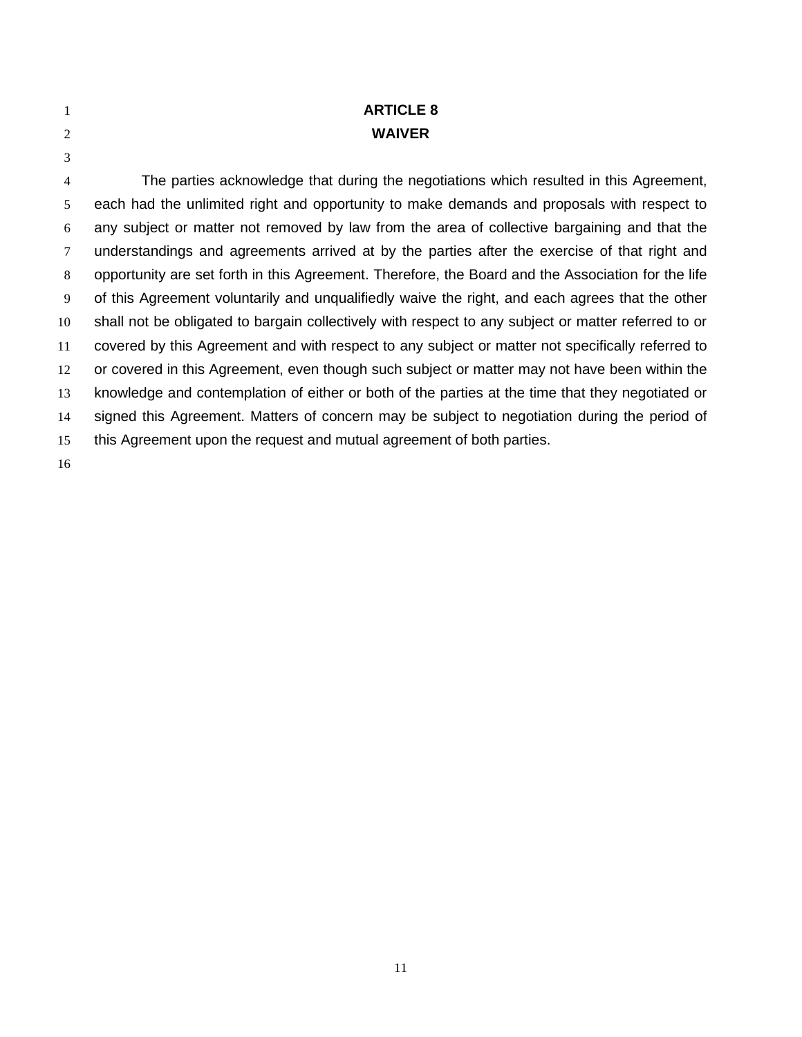# ARTICLE 8
## WAIVER

The parties acknowledge that during the negotiations which resulted in this Agreement, each had the unlimited right and opportunity to make demands and proposals with respect to any subject or matter not removed by law from the area of collective bargaining and that the understandings and agreements arrived at by the parties after the exercise of that right and opportunity are set forth in this Agreement. Therefore, the Board and the Association for the life of this Agreement voluntarily and unqualifiedly waive the right, and each agrees that the other shall not be obligated to bargain collectively with respect to any subject or matter referred to or covered by this Agreement and with respect to any subject or matter not specifically referred to or covered in this Agreement, even though such subject or matter may not have been within the knowledge and contemplation of either or both of the parties at the time that they negotiated or signed this Agreement. Matters of concern may be subject to negotiation during the period of this Agreement upon the request and mutual agreement of both parties.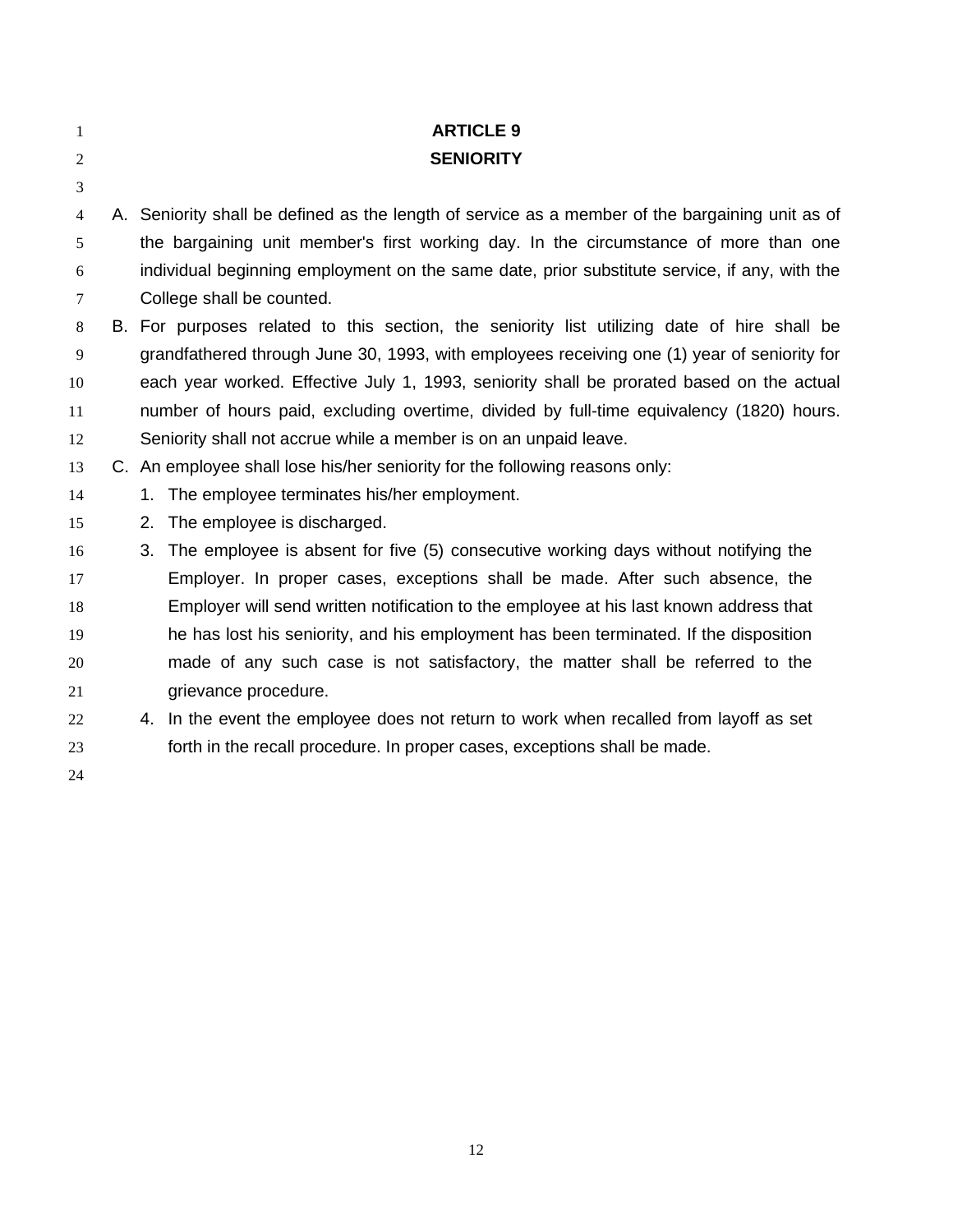# ARTICLE 9
## SENIORITY

A. Seniority shall be defined as the length of service as a member of the bargaining unit as of the bargaining unit member's first working day. In the circumstance of more than one individual beginning employment on the same date, prior substitute service, if any, with the College shall be counted.

B. For purposes related to this section, the seniority list utilizing date of hire shall be grandfathered through June 30, 1993, with employees receiving one (1) year of seniority for each year worked. Effective July 1, 1993, seniority shall be prorated based on the actual number of hours paid, excluding overtime, divided by full-time equivalency (1820) hours. Seniority shall not accrue while a member is on an unpaid leave.

C. An employee shall lose his/her seniority for the following reasons only:

   1. The employee terminates his/her employment.
   2. The employee is discharged.
   3. The employee is absent for five (5) consecutive working days without notifying the Employer. In proper cases, exceptions shall be made. After such absence, the Employer will send written notification to the employee at his last known address that he has lost his seniority, and his employment has been terminated. If the disposition made of any such case is not satisfactory, the matter shall be referred to the grievance procedure.
   4. In the event the employee does not return to work when recalled from layoff as set forth in the recall procedure. In proper cases, exceptions shall be made.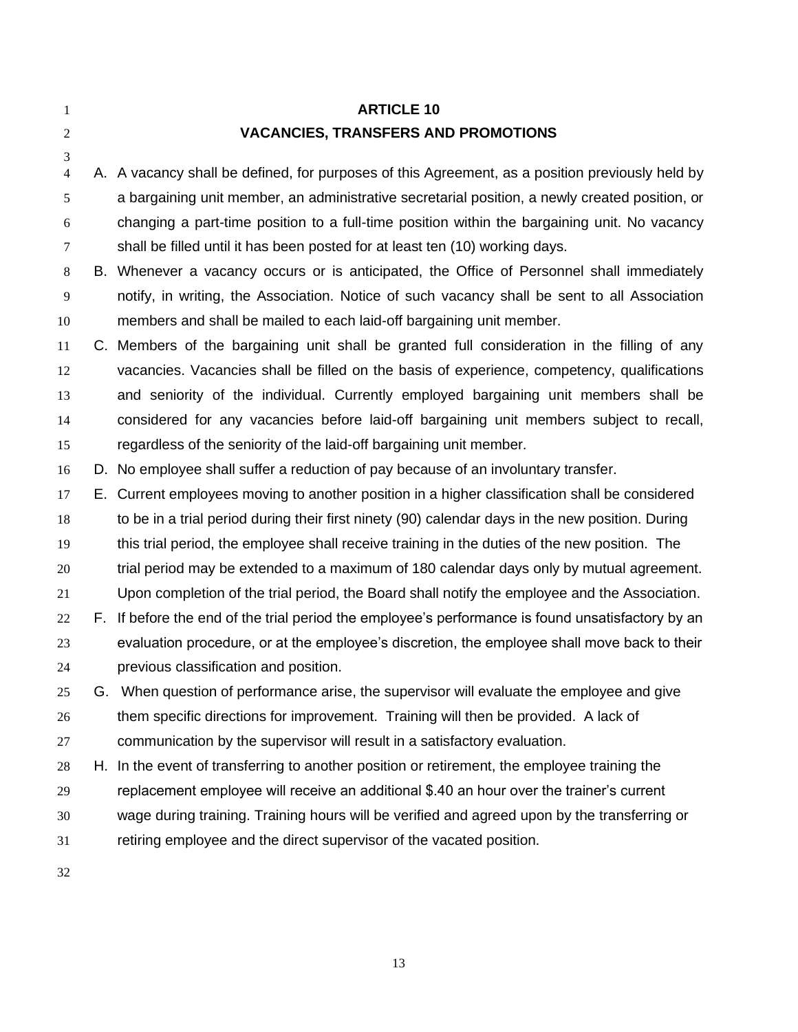# ARTICLE 10

## VACANCIES, TRANSFERS AND PROMOTIONS

A. A vacancy shall be defined, for purposes of this Agreement, as a position previously held by a bargaining unit member, an administrative secretarial position, a newly created position, or changing a part-time position to a full-time position within the bargaining unit. No vacancy shall be filled until it has been posted for at least ten (10) working days.

B. Whenever a vacancy occurs or is anticipated, the Office of Personnel shall immediately notify, in writing, the Association. Notice of such vacancy shall be sent to all Association members and shall be mailed to each laid-off bargaining unit member.

C. Members of the bargaining unit shall be granted full consideration in the filling of any vacancies. Vacancies shall be filled on the basis of experience, competency, qualifications and seniority of the individual. Currently employed bargaining unit members shall be considered for any vacancies before laid-off bargaining unit members subject to recall, regardless of the seniority of the laid-off bargaining unit member.

D. No employee shall suffer a reduction of pay because of an involuntary transfer.

E. Current employees moving to another position in a higher classification shall be considered to be in a trial period during their first ninety (90) calendar days in the new position. During this trial period, the employee shall receive training in the duties of the new position. The trial period may be extended to a maximum of 180 calendar days only by mutual agreement. Upon completion of the trial period, the Board shall notify the employee and the Association.

F. If before the end of the trial period the employee's performance is found unsatisfactory by an evaluation procedure, or at the employee's discretion, the employee shall move back to their previous classification and position.

G. When question of performance arise, the supervisor will evaluate the employee and give them specific directions for improvement. Training will then be provided. A lack of communication by the supervisor will result in a satisfactory evaluation.

H. In the event of transferring to another position or retirement, the employee training the replacement employee will receive an additional $.40 an hour over the trainer's current wage during training. Training hours will be verified and agreed upon by the transferring or retiring employee and the direct supervisor of the vacated position.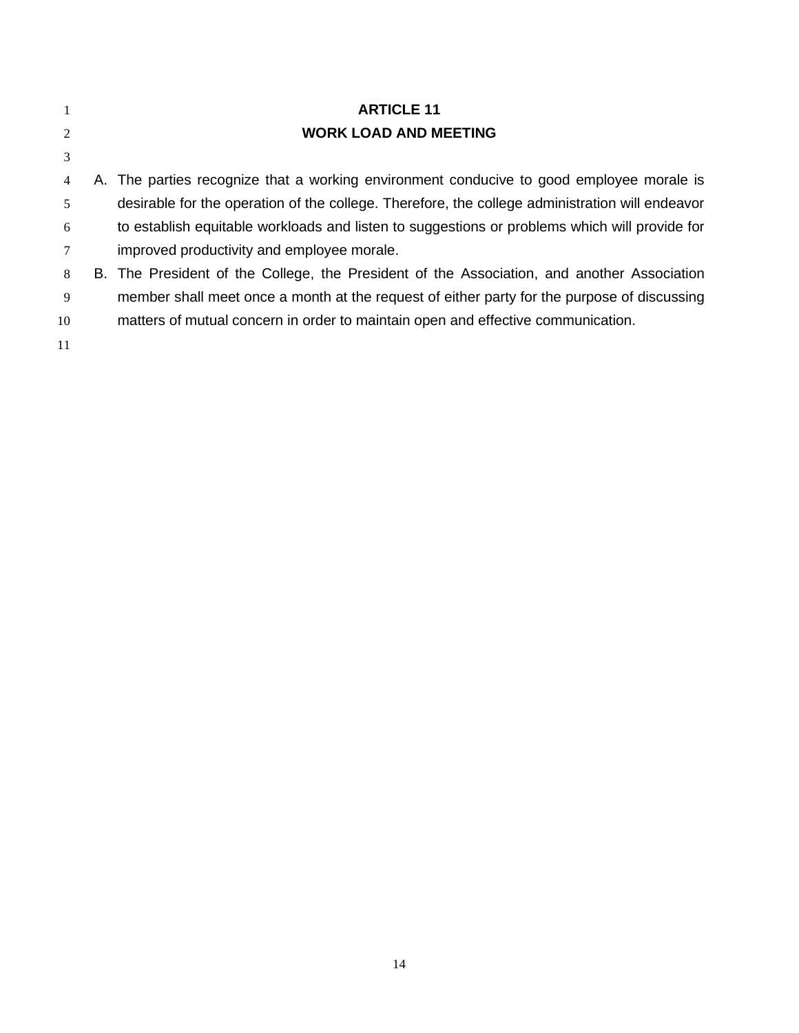# ARTICLE 11
## WORK LOAD AND MEETING

A. The parties recognize that a working environment conducive to good employee morale is desirable for the operation of the college. Therefore, the college administration will endeavor to establish equitable workloads and listen to suggestions or problems which will provide for improved productivity and employee morale.

B. The President of the College, the President of the Association, and another Association member shall meet once a month at the request of either party for the purpose of discussing matters of mutual concern in order to maintain open and effective communication.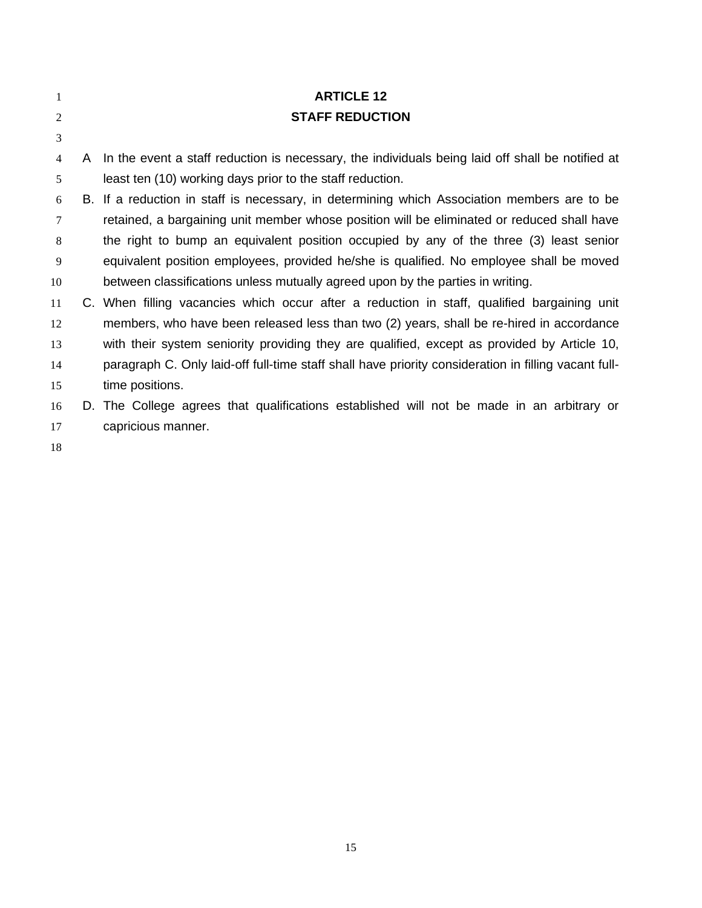# ARTICLE 12
## STAFF REDUCTION

A In the event a staff reduction is necessary, the individuals being laid off shall be notified at least ten (10) working days prior to the staff reduction.

B. If a reduction in staff is necessary, in determining which Association members are to be retained, a bargaining unit member whose position will be eliminated or reduced shall have the right to bump an equivalent position occupied by any of the three (3) least senior equivalent position employees, provided he/she is qualified. No employee shall be moved between classifications unless mutually agreed upon by the parties in writing.

C. When filling vacancies which occur after a reduction in staff, qualified bargaining unit members, who have been released less than two (2) years, shall be re-hired in accordance with their system seniority providing they are qualified, except as provided by Article 10, paragraph C. Only laid-off full-time staff shall have priority consideration in filling vacant full-time positions.

D. The College agrees that qualifications established will not be made in an arbitrary or capricious manner.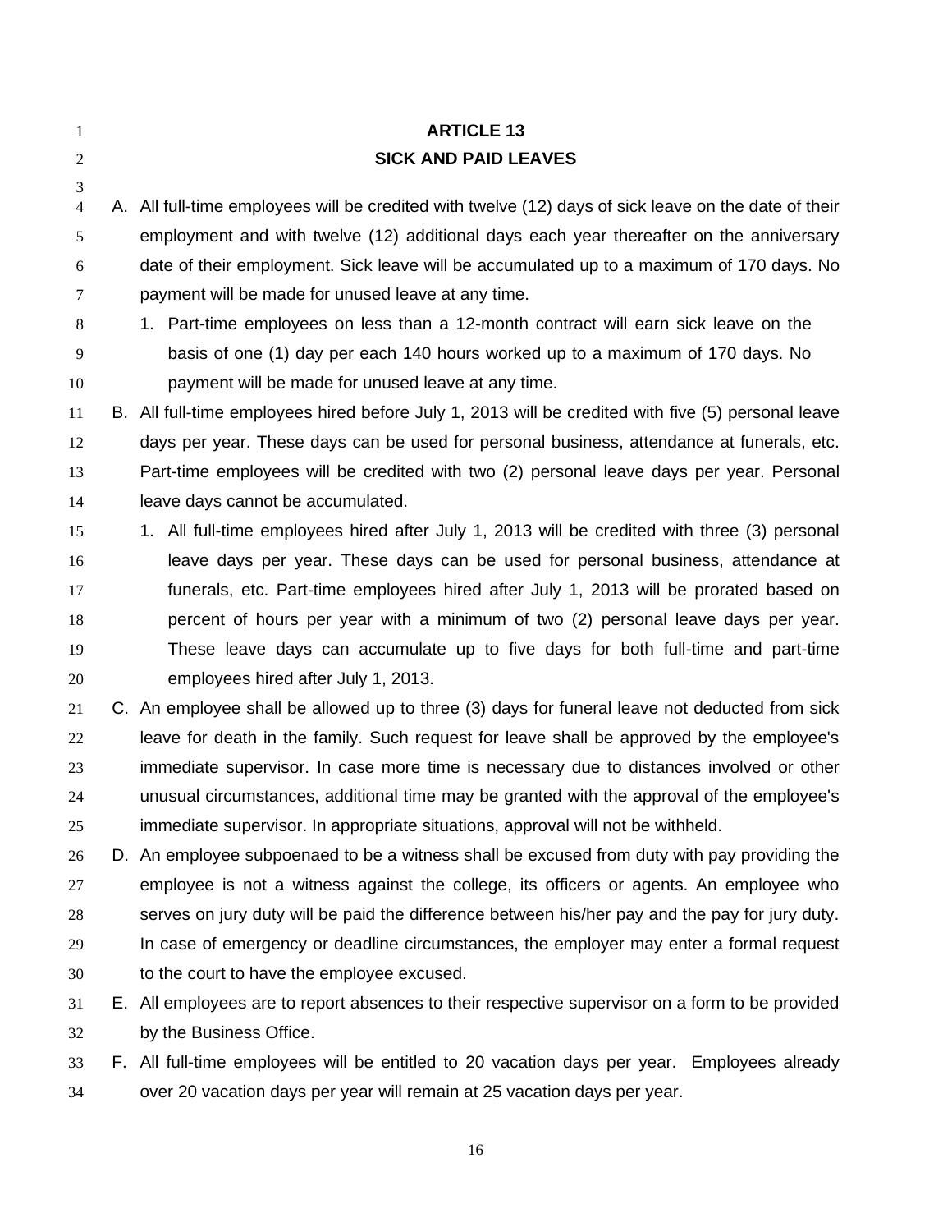# ARTICLE 13
## SICK AND PAID LEAVES

A. All full-time employees will be credited with twelve (12) days of sick leave on the date of their employment and with twelve (12) additional days each year thereafter on the anniversary date of their employment. Sick leave will be accumulated up to a maximum of 170 days. No payment will be made for unused leave at any time.

   1. Part-time employees on less than a 12-month contract will earn sick leave on the basis of one (1) day per each 140 hours worked up to a maximum of 170 days. No payment will be made for unused leave at any time.

B. All full-time employees hired before July 1, 2013 will be credited with five (5) personal leave days per year. These days can be used for personal business, attendance at funerals, etc. Part-time employees will be credited with two (2) personal leave days per year. Personal leave days cannot be accumulated.

   1. All full-time employees hired after July 1, 2013 will be credited with three (3) personal leave days per year. These days can be used for personal business, attendance at funerals, etc. Part-time employees hired after July 1, 2013 will be prorated based on percent of hours per year with a minimum of two (2) personal leave days per year. These leave days can accumulate up to five days for both full-time and part-time employees hired after July 1, 2013.

C. An employee shall be allowed up to three (3) days for funeral leave not deducted from sick leave for death in the family. Such request for leave shall be approved by the employee's immediate supervisor. In case more time is necessary due to distances involved or other unusual circumstances, additional time may be granted with the approval of the employee's immediate supervisor. In appropriate situations, approval will not be withheld.

D. An employee subpoenaed to be a witness shall be excused from duty with pay providing the employee is not a witness against the college, its officers or agents. An employee who serves on jury duty will be paid the difference between his/her pay and the pay for jury duty. In case of emergency or deadline circumstances, the employer may enter a formal request to the court to have the employee excused.

E. All employees are to report absences to their respective supervisor on a form to be provided by the Business Office.

F. All full-time employees will be entitled to 20 vacation days per year. Employees already over 20 vacation days per year will remain at 25 vacation days per year.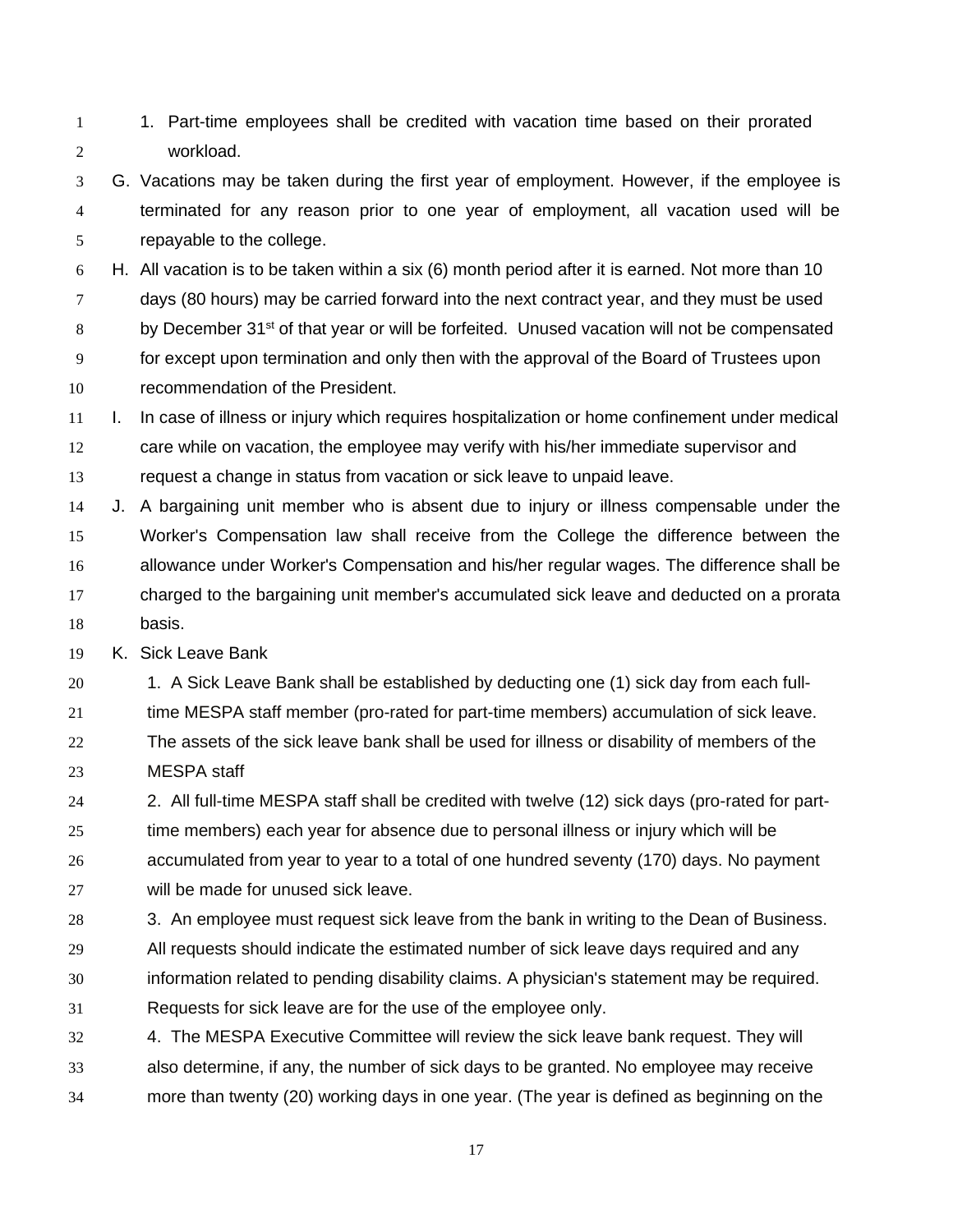1. Part-time employees shall be credited with vacation time based on their prorated workload.

G. Vacations may be taken during the first year of employment. However, if the employee is terminated for any reason prior to one year of employment, all vacation used will be repayable to the college.

H. All vacation is to be taken within a six (6) month period after it is earned. Not more than 10 days (80 hours) may be carried forward into the next contract year, and they must be used by December 31st of that year or will be forfeited. Unused vacation will not be compensated for except upon termination and only then with the approval of the Board of Trustees upon recommendation of the President.

I. In case of illness or injury which requires hospitalization or home confinement under medical care while on vacation, the employee may verify with his/her immediate supervisor and request a change in status from vacation or sick leave to unpaid leave.

J. A bargaining unit member who is absent due to injury or illness compensable under the Worker's Compensation law shall receive from the College the difference between the allowance under Worker's Compensation and his/her regular wages. The difference shall be charged to the bargaining unit member's accumulated sick leave and deducted on a prorata basis.

K. Sick Leave Bank

1. A Sick Leave Bank shall be established by deducting one (1) sick day from each full-time MESPA staff member (pro-rated for part-time members) accumulation of sick leave. The assets of the sick leave bank shall be used for illness or disability of members of the MESPA staff

2. All full-time MESPA staff shall be credited with twelve (12) sick days (pro-rated for part-time members) each year for absence due to personal illness or injury which will be accumulated from year to year to a total of one hundred seventy (170) days. No payment will be made for unused sick leave.

3. An employee must request sick leave from the bank in writing to the Dean of Business. All requests should indicate the estimated number of sick leave days required and any information related to pending disability claims. A physician's statement may be required. Requests for sick leave are for the use of the employee only.

4. The MESPA Executive Committee will review the sick leave bank request. They will also determine, if any, the number of sick days to be granted. No employee may receive more than twenty (20) working days in one year. (The year is defined as beginning on the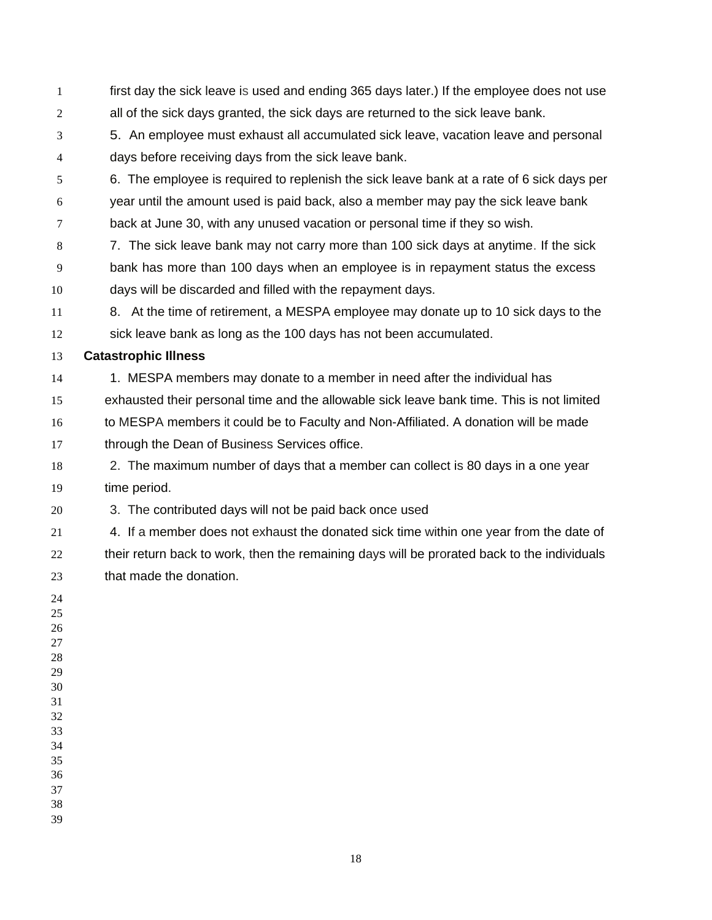first day the sick leave is used and ending 365 days later.) If the employee does not use all of the sick days granted, the sick days are returned to the sick leave bank.

5. An employee must exhaust all accumulated sick leave, vacation leave and personal days before receiving days from the sick leave bank.

6. The employee is required to replenish the sick leave bank at a rate of 6 sick days per year until the amount used is paid back, also a member may pay the sick leave bank back at June 30, with any unused vacation or personal time if they so wish.

7. The sick leave bank may not carry more than 100 sick days at anytime. If the sick bank has more than 100 days when an employee is in repayment status the excess days will be discarded and filled with the repayment days.

8. At the time of retirement, a MESPA employee may donate up to 10 sick days to the sick leave bank as long as the 100 days has not been accumulated.

**Catastrophic Illness**

1. MESPA members may donate to a member in need after the individual has exhausted their personal time and the allowable sick leave bank time. This is not limited to MESPA members it could be to Faculty and Non-Affiliated. A donation will be made through the Dean of Business Services office.

2. The maximum number of days that a member can collect is 80 days in a one year time period.

3. The contributed days will not be paid back once used

4. If a member does not exhaust the donated sick time within one year from the date of their return back to work, then the remaining days will be prorated back to the individuals that made the donation.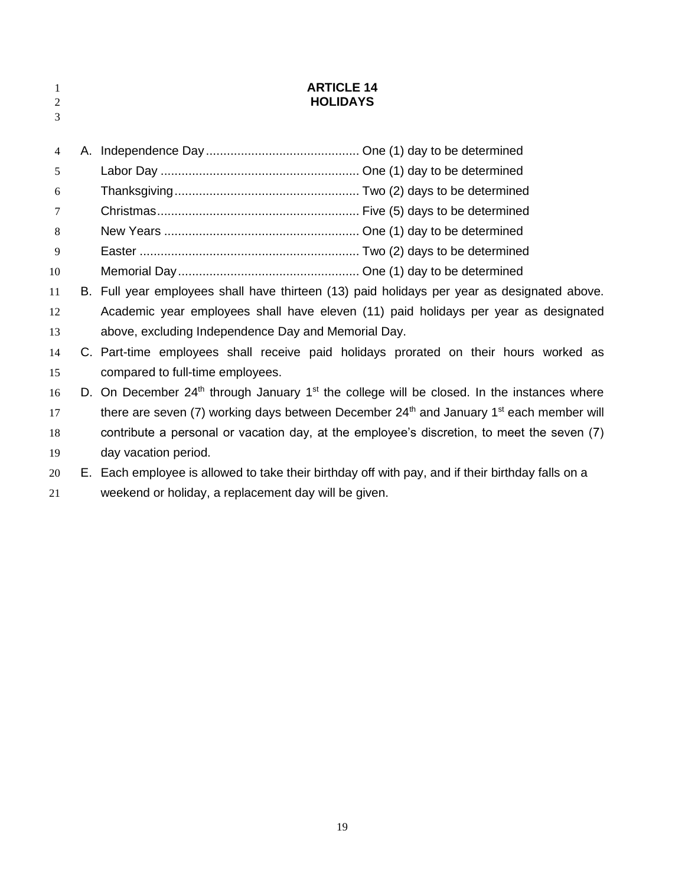# ARTICLE 14
# HOLIDAYS

A. Independence Day ............................................ One (1) day to be determined
   Labor Day ......................................................... One (1) day to be determined
   Thanksgiving ..................................................... Two (2) days to be determined
   Christmas .......................................................... Five (5) days to be determined
   New Years ......................................................... One (1) day to be determined
   Easter ............................................................... Two (2) days to be determined
   Memorial Day .................................................... One (1) day to be determined

B. Full year employees shall have thirteen (13) paid holidays per year as designated above. Academic year employees shall have eleven (11) paid holidays per year as designated above, excluding Independence Day and Memorial Day.

C. Part-time employees shall receive paid holidays prorated on their hours worked as compared to full-time employees.

D. On December 24th through January 1st the college will be closed. In the instances where there are seven (7) working days between December 24th and January 1st each member will contribute a personal or vacation day, at the employee's discretion, to meet the seven (7) day vacation period.

E. Each employee is allowed to take their birthday off with pay, and if their birthday falls on a weekend or holiday, a replacement day will be given.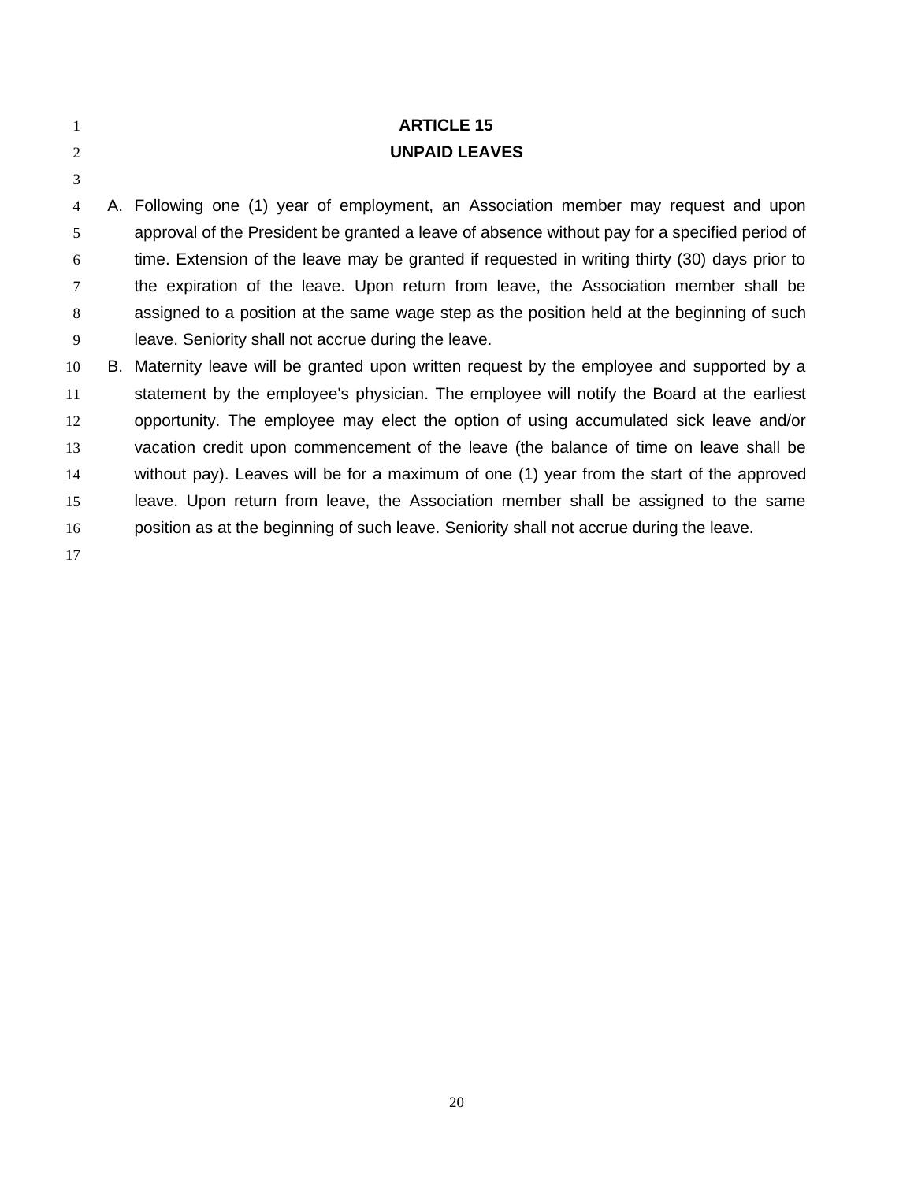# ARTICLE 15
## UNPAID LEAVES

A. Following one (1) year of employment, an Association member may request and upon approval of the President be granted a leave of absence without pay for a specified period of time. Extension of the leave may be granted if requested in writing thirty (30) days prior to the expiration of the leave. Upon return from leave, the Association member shall be assigned to a position at the same wage step as the position held at the beginning of such leave. Seniority shall not accrue during the leave.

B. Maternity leave will be granted upon written request by the employee and supported by a statement by the employee's physician. The employee will notify the Board at the earliest opportunity. The employee may elect the option of using accumulated sick leave and/or vacation credit upon commencement of the leave (the balance of time on leave shall be without pay). Leaves will be for a maximum of one (1) year from the start of the approved leave. Upon return from leave, the Association member shall be assigned to the same position as at the beginning of such leave. Seniority shall not accrue during the leave.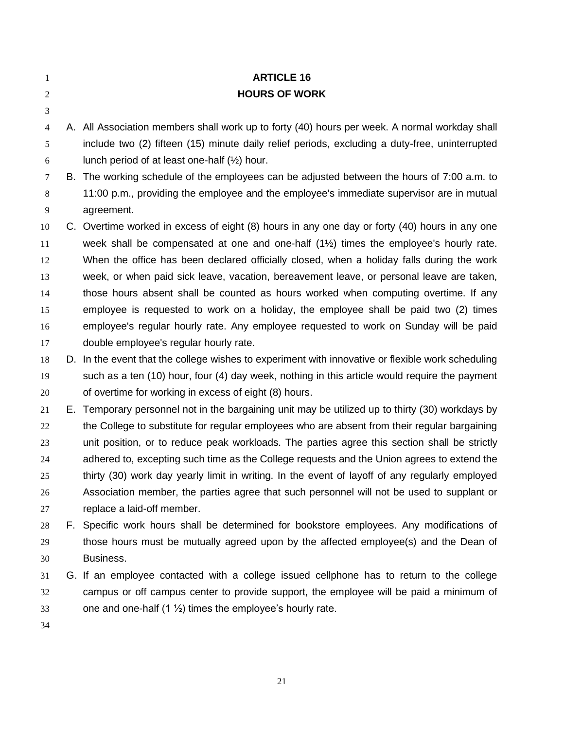# ARTICLE 16
## HOURS OF WORK

A. All Association members shall work up to forty (40) hours per week. A normal workday shall include two (2) fifteen (15) minute daily relief periods, excluding a duty-free, uninterrupted lunch period of at least one-half (½) hour.

B. The working schedule of the employees can be adjusted between the hours of 7:00 a.m. to 11:00 p.m., providing the employee and the employee's immediate supervisor are in mutual agreement.

C. Overtime worked in excess of eight (8) hours in any one day or forty (40) hours in any one week shall be compensated at one and one-half (1½) times the employee's hourly rate. When the office has been declared officially closed, when a holiday falls during the work week, or when paid sick leave, vacation, bereavement leave, or personal leave are taken, those hours absent shall be counted as hours worked when computing overtime. If any employee is requested to work on a holiday, the employee shall be paid two (2) times employee's regular hourly rate. Any employee requested to work on Sunday will be paid double employee's regular hourly rate.

D. In the event that the college wishes to experiment with innovative or flexible work scheduling such as a ten (10) hour, four (4) day week, nothing in this article would require the payment of overtime for working in excess of eight (8) hours.

E. Temporary personnel not in the bargaining unit may be utilized up to thirty (30) workdays by the College to substitute for regular employees who are absent from their regular bargaining unit position, or to reduce peak workloads. The parties agree this section shall be strictly adhered to, excepting such time as the College requests and the Union agrees to extend the thirty (30) work day yearly limit in writing. In the event of layoff of any regularly employed Association member, the parties agree that such personnel will not be used to supplant or replace a laid-off member.

F. Specific work hours shall be determined for bookstore employees. Any modifications of those hours must be mutually agreed upon by the affected employee(s) and the Dean of Business.

G. If an employee contacted with a college issued cellphone has to return to the college campus or off campus center to provide support, the employee will be paid a minimum of one and one-half (1 ½) times the employee's hourly rate.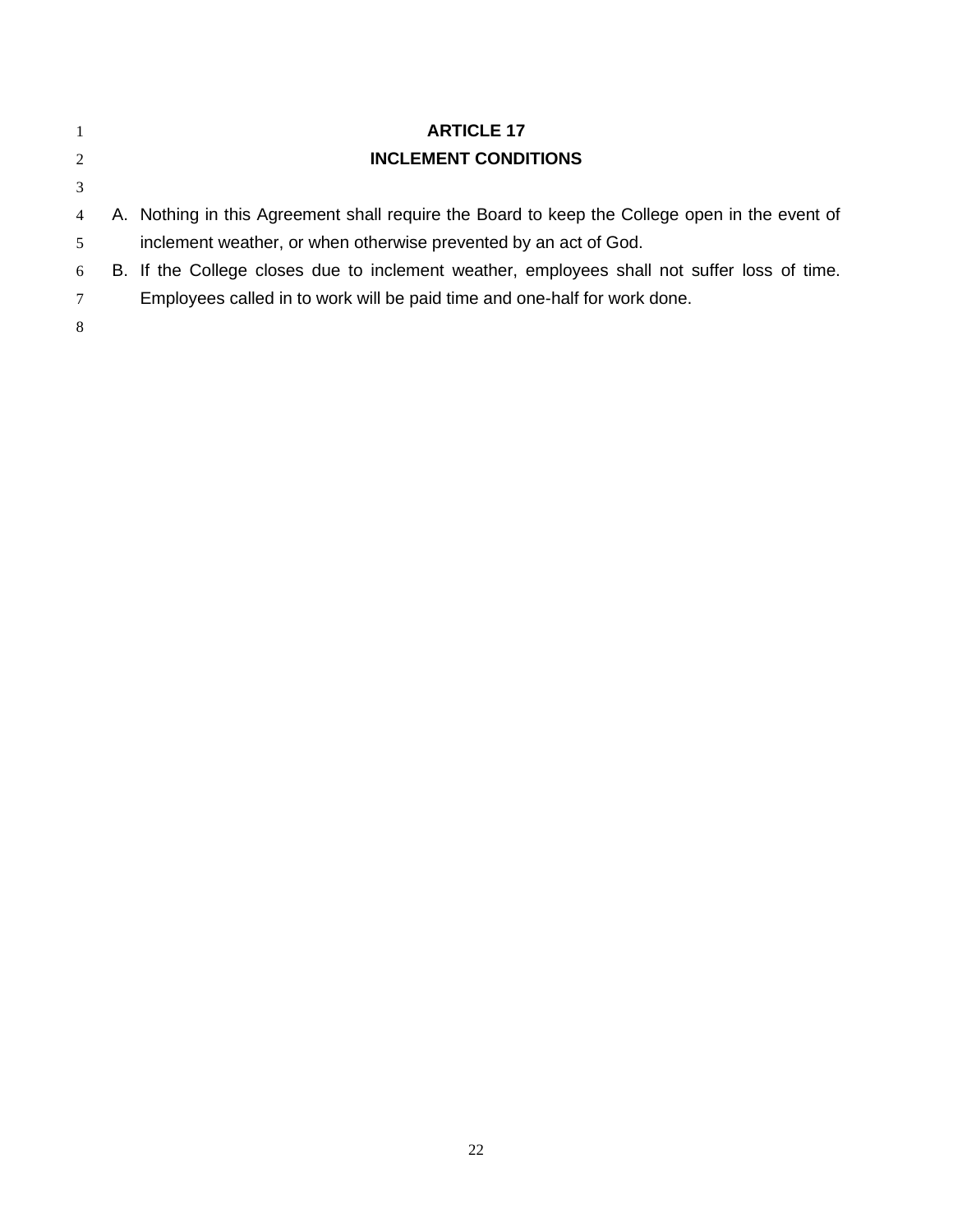# ARTICLE 17
## INCLEMENT CONDITIONS

A. Nothing in this Agreement shall require the Board to keep the College open in the event of inclement weather, or when otherwise prevented by an act of God.

B. If the College closes due to inclement weather, employees shall not suffer loss of time. Employees called in to work will be paid time and one-half for work done.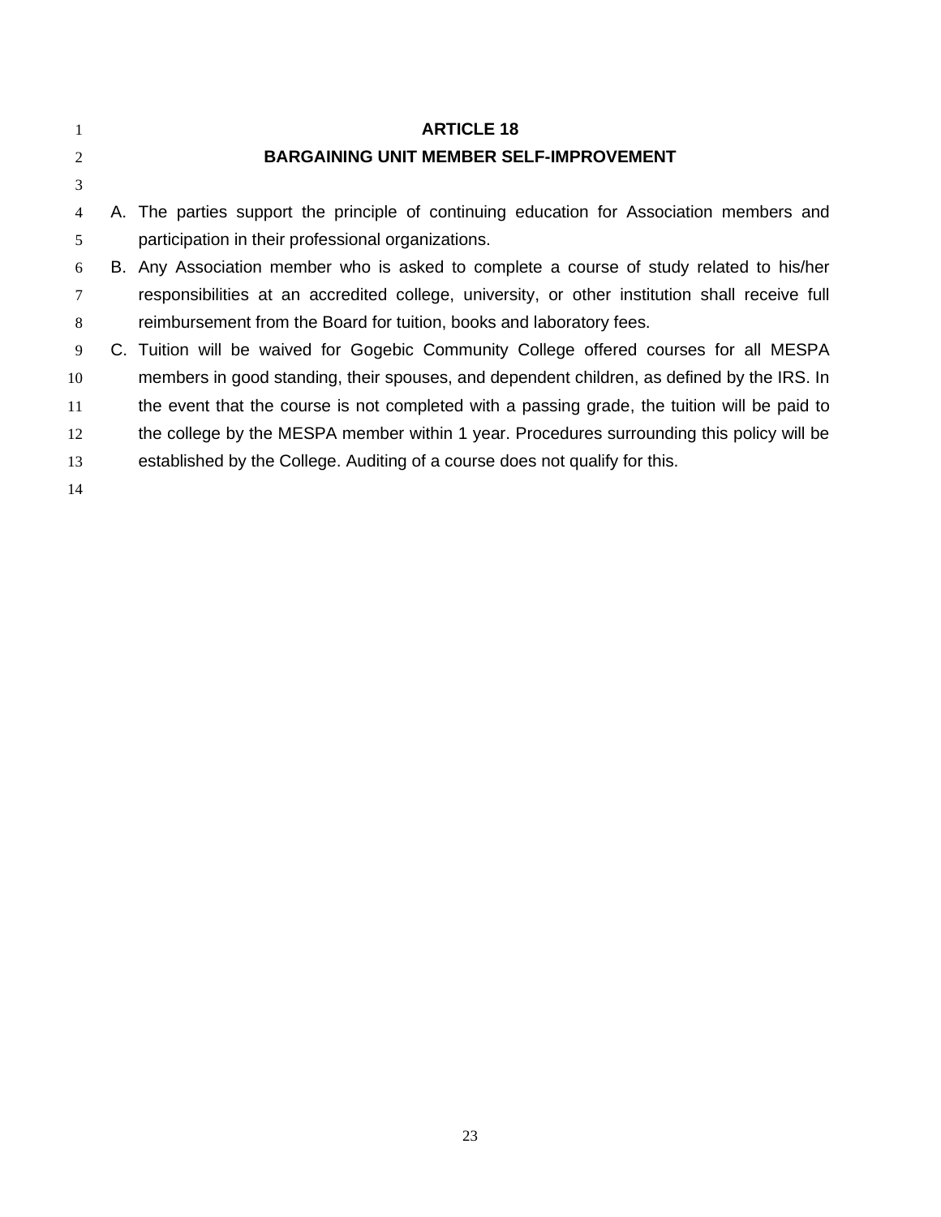# ARTICLE 18

## BARGAINING UNIT MEMBER SELF-IMPROVEMENT

A. The parties support the principle of continuing education for Association members and participation in their professional organizations.

B. Any Association member who is asked to complete a course of study related to his/her responsibilities at an accredited college, university, or other institution shall receive full reimbursement from the Board for tuition, books and laboratory fees.

C. Tuition will be waived for Gogebic Community College offered courses for all MESPA members in good standing, their spouses, and dependent children, as defined by the IRS. In the event that the course is not completed with a passing grade, the tuition will be paid to the college by the MESPA member within 1 year. Procedures surrounding this policy will be established by the College. Auditing of a course does not qualify for this.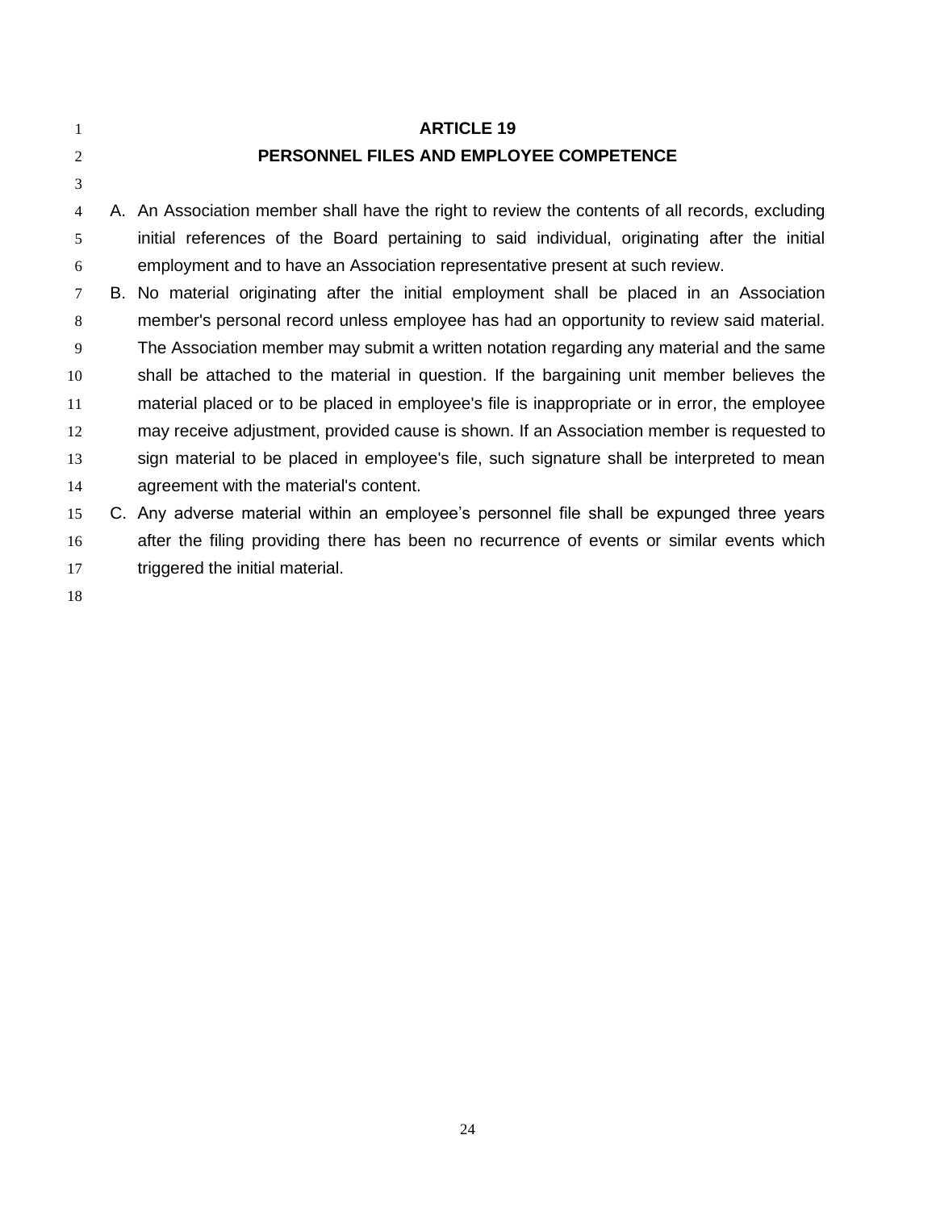# ARTICLE 19

## PERSONNEL FILES AND EMPLOYEE COMPETENCE

A. An Association member shall have the right to review the contents of all records, excluding initial references of the Board pertaining to said individual, originating after the initial employment and to have an Association representative present at such review.

B. No material originating after the initial employment shall be placed in an Association member's personal record unless employee has had an opportunity to review said material. The Association member may submit a written notation regarding any material and the same shall be attached to the material in question. If the bargaining unit member believes the material placed or to be placed in employee's file is inappropriate or in error, the employee may receive adjustment, provided cause is shown. If an Association member is requested to sign material to be placed in employee's file, such signature shall be interpreted to mean agreement with the material's content.

C. Any adverse material within an employee's personnel file shall be expunged three years after the filing providing there has been no recurrence of events or similar events which triggered the initial material.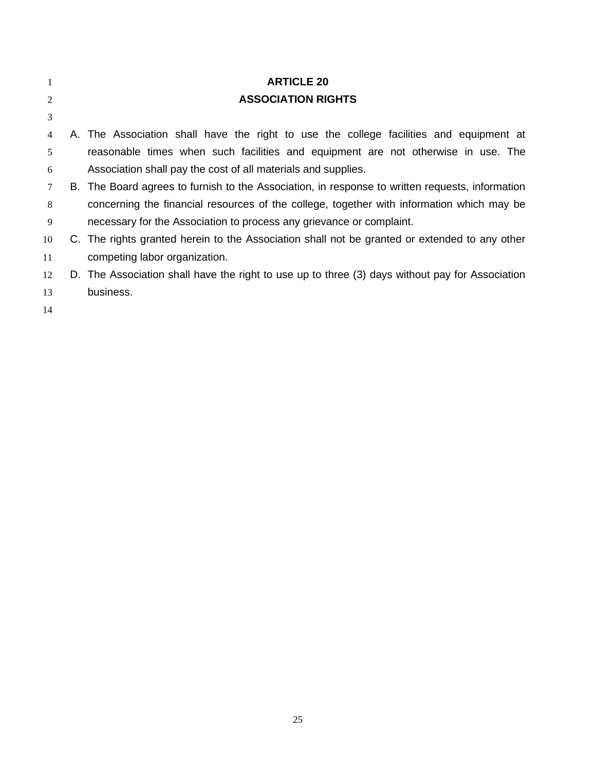# ARTICLE 20

## ASSOCIATION RIGHTS

A. The Association shall have the right to use the college facilities and equipment at reasonable times when such facilities and equipment are not otherwise in use. The Association shall pay the cost of all materials and supplies.

B. The Board agrees to furnish to the Association, in response to written requests, information concerning the financial resources of the college, together with information which may be necessary for the Association to process any grievance or complaint.

C. The rights granted herein to the Association shall not be granted or extended to any other competing labor organization.

D. The Association shall have the right to use up to three (3) days without pay for Association business.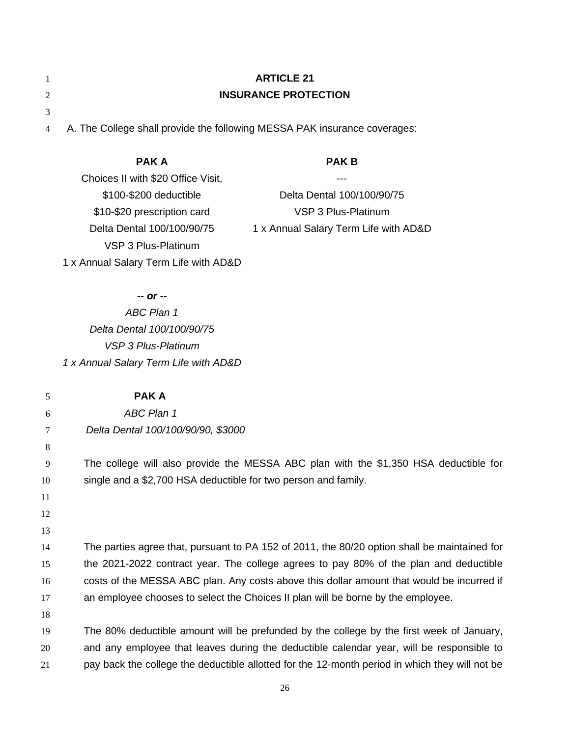# ARTICLE 21
## INSURANCE PROTECTION

A. The College shall provide the following MESSA PAK insurance coverage*s*:

| PAK A | PAK B |
|---|---|
| Choices II with $20 Office Visit, | --- |
| $100-$200 deductible | Delta Dental 100/100/90/75 |
| $10-$20 prescription card | VSP 3 Plus-Platinum |
| Delta Dental 100/100/90/75 | 1 x Annual Salary Term Life with AD&D |
| VSP 3 Plus-Platinum | |
| 1 x Annual Salary Term Life with AD&D | |

***-- or*** *--*
*ABC Plan 1*
*Delta Dental 100/100/90/75*
*VSP 3 Plus-Platinum*
*1 x Annual Salary Term Life with AD&D*

**PAK A**
*ABC Plan 1*
*Delta Dental 100/100/90/90, $3000*

The college will also provide the MESSA ABC plan with the $1,350 HSA deductible for single and a $2,700 HSA deductible for two person and family.

The parties agree that, pursuant to PA 152 of 2011, the 80/20 option shall be maintained for the 2021-2022 contract year. The college agrees to pay 80% of the plan and deductible costs of the MESSA ABC plan. Any costs above this dollar amount that would be incurred if an employee chooses to select the Choices II plan will be borne by the employee.

The 80% deductible amount will be prefunded by the college by the first week of January, and any employee that leaves during the deductible calendar year, will be responsible to pay back the college the deductible allotted for the 12-month period in which they will not be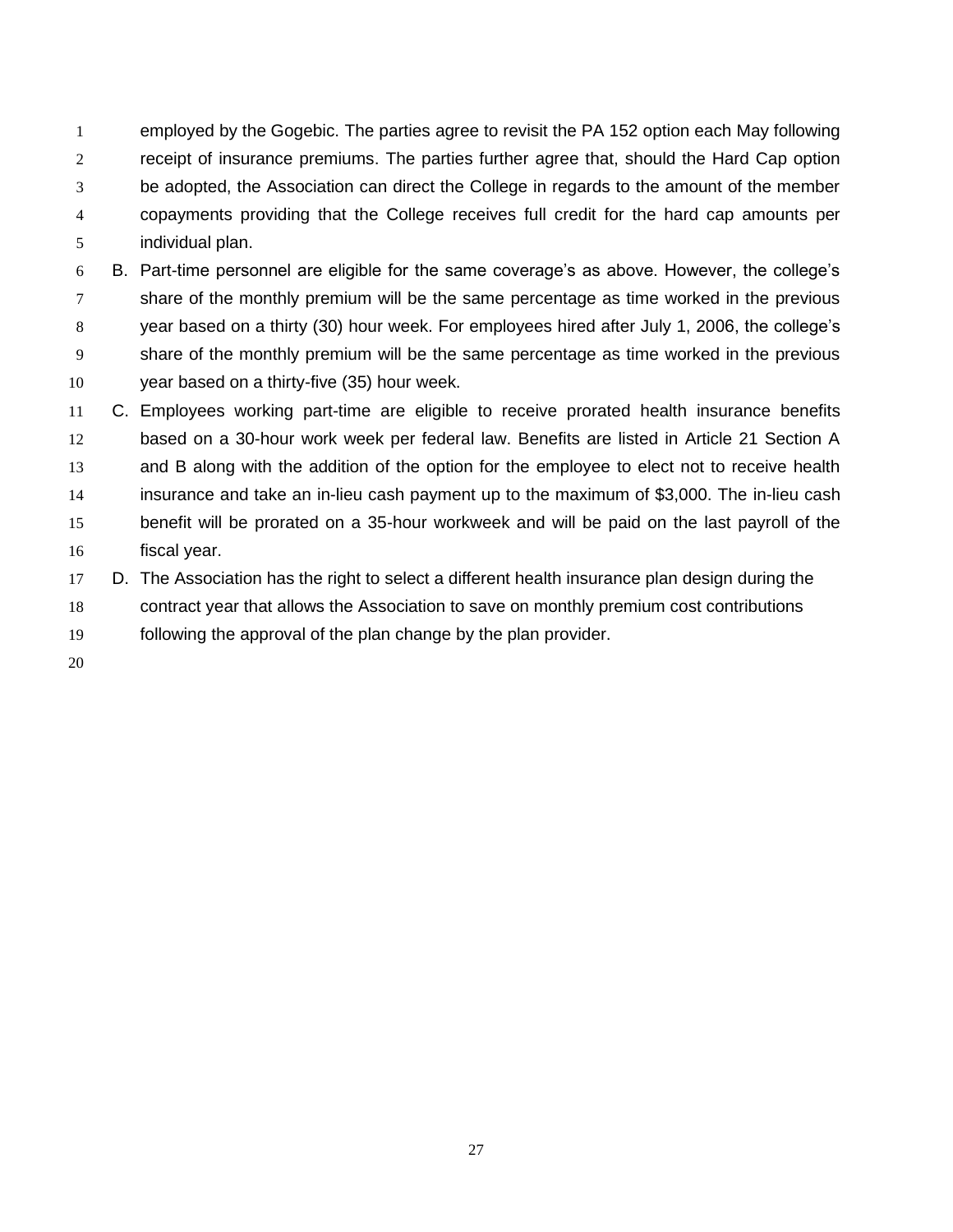employed by the Gogebic. The parties agree to revisit the PA 152 option each May following receipt of insurance premiums. The parties further agree that, should the Hard Cap option be adopted, the Association can direct the College in regards to the amount of the member copayments providing that the College receives full credit for the hard cap amounts per individual plan.

B. Part-time personnel are eligible for the same coverage's as above. However, the college's share of the monthly premium will be the same percentage as time worked in the previous year based on a thirty (30) hour week. For employees hired after July 1, 2006, the college's share of the monthly premium will be the same percentage as time worked in the previous year based on a thirty-five (35) hour week.

C. Employees working part-time are eligible to receive prorated health insurance benefits based on a 30-hour work week per federal law. Benefits are listed in Article 21 Section A and B along with the addition of the option for the employee to elect not to receive health insurance and take an in-lieu cash payment up to the maximum of $3,000. The in-lieu cash benefit will be prorated on a 35-hour workweek and will be paid on the last payroll of the fiscal year.

D. The Association has the right to select a different health insurance plan design during the contract year that allows the Association to save on monthly premium cost contributions following the approval of the plan change by the plan provider.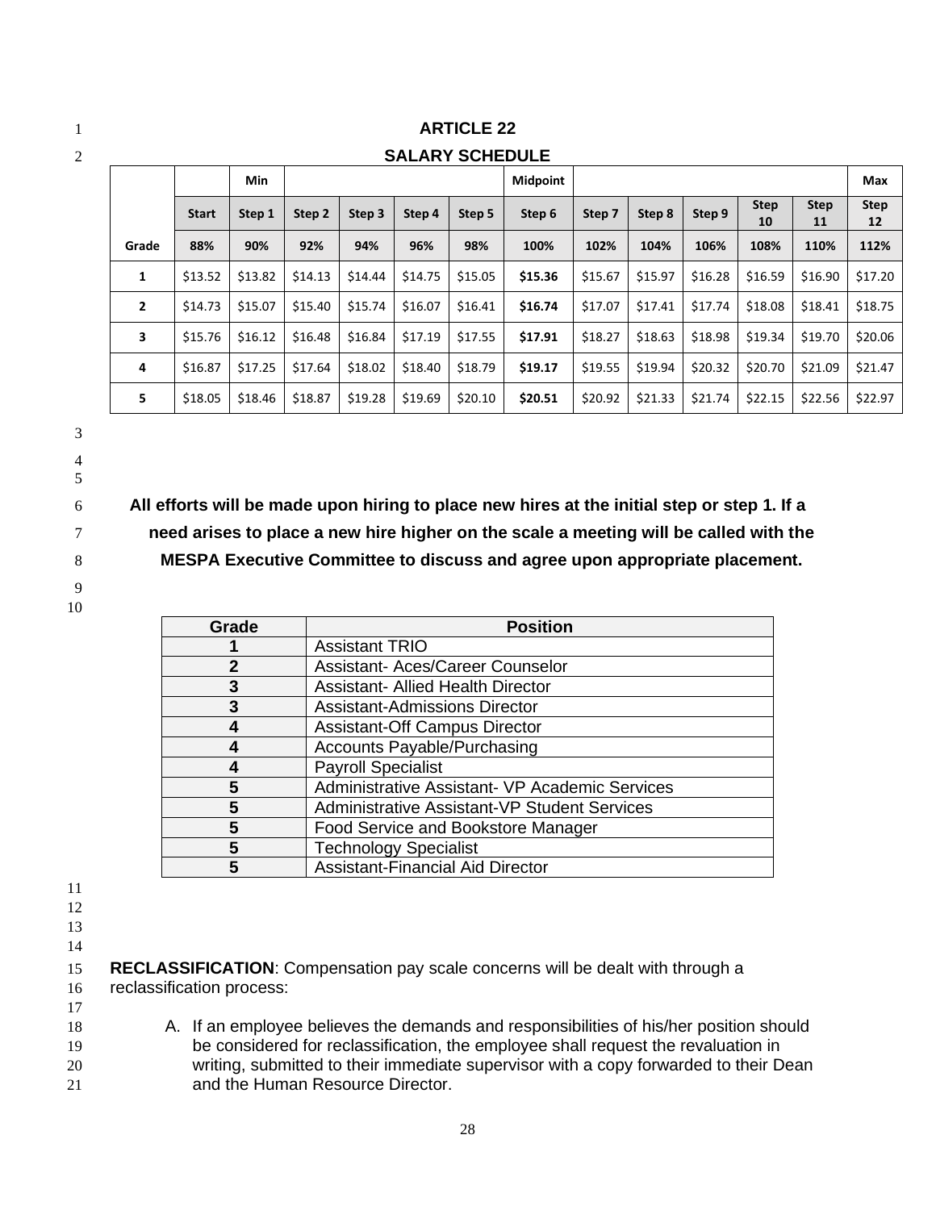# ARTICLE 22

## SALARY SCHEDULE

| | | Min | | | | | Midpoint | | | | | | Max |
|---|---|---|---|---|---|---|---|---|---|---|---|---|---|
| | **Start** | **Step 1** | **Step 2** | **Step 3** | **Step 4** | **Step 5** | **Step 6** | **Step 7** | **Step 8** | **Step 9** | **Step 10** | **Step 11** | **Step 12** |
| **Grade** | **88%** | **90%** | **92%** | **94%** | **96%** | **98%** | **100%** | **102%** | **104%** | **106%** | **108%** | **110%** | **112%** |
| **1** | $13.52 | $13.82 | $14.13 | $14.44 | $14.75 | $15.05 | **$15.36** | $15.67 | $15.97 | $16.28 | $16.59 | $16.90 | $17.20 |
| **2** | $14.73 | $15.07 | $15.40 | $15.74 | $16.07 | $16.41 | **$16.74** | $17.07 | $17.41 | $17.74 | $18.08 | $18.41 | $18.75 |
| **3** | $15.76 | $16.12 | $16.48 | $16.84 | $17.19 | $17.55 | **$17.91** | $18.27 | $18.63 | $18.98 | $19.34 | $19.70 | $20.06 |
| **4** | $16.87 | $17.25 | $17.64 | $18.02 | $18.40 | $18.79 | **$19.17** | $19.55 | $19.94 | $20.32 | $20.70 | $21.09 | $21.47 |
| **5** | $18.05 | $18.46 | $18.87 | $19.28 | $19.69 | $20.10 | **$20.51** | $20.92 | $21.33 | $21.74 | $22.15 | $22.56 | $22.97 |

**All efforts will be made upon hiring to place new hires at the initial step or step 1. If a need arises to place a new hire higher on the scale a meeting will be called with the MESPA Executive Committee to discuss and agree upon appropriate placement.**

| Grade | Position |
|---|---|
| **1** | Assistant TRIO |
| **2** | Assistant- Aces/Career Counselor |
| **3** | Assistant- Allied Health Director |
| **3** | Assistant-Admissions Director |
| **4** | Assistant-Off Campus Director |
| **4** | Accounts Payable/Purchasing |
| **4** | Payroll Specialist |
| **5** | Administrative Assistant- VP Academic Services |
| **5** | Administrative Assistant-VP Student Services |
| **5** | Food Service and Bookstore Manager |
| **5** | Technology Specialist |
| **5** | Assistant-Financial Aid Director |

**RECLASSIFICATION**: Compensation pay scale concerns will be dealt with through a reclassification process:

A. If an employee believes the demands and responsibilities of his/her position should be considered for reclassification, the employee shall request the revaluation in writing, submitted to their immediate supervisor with a copy forwarded to their Dean and the Human Resource Director.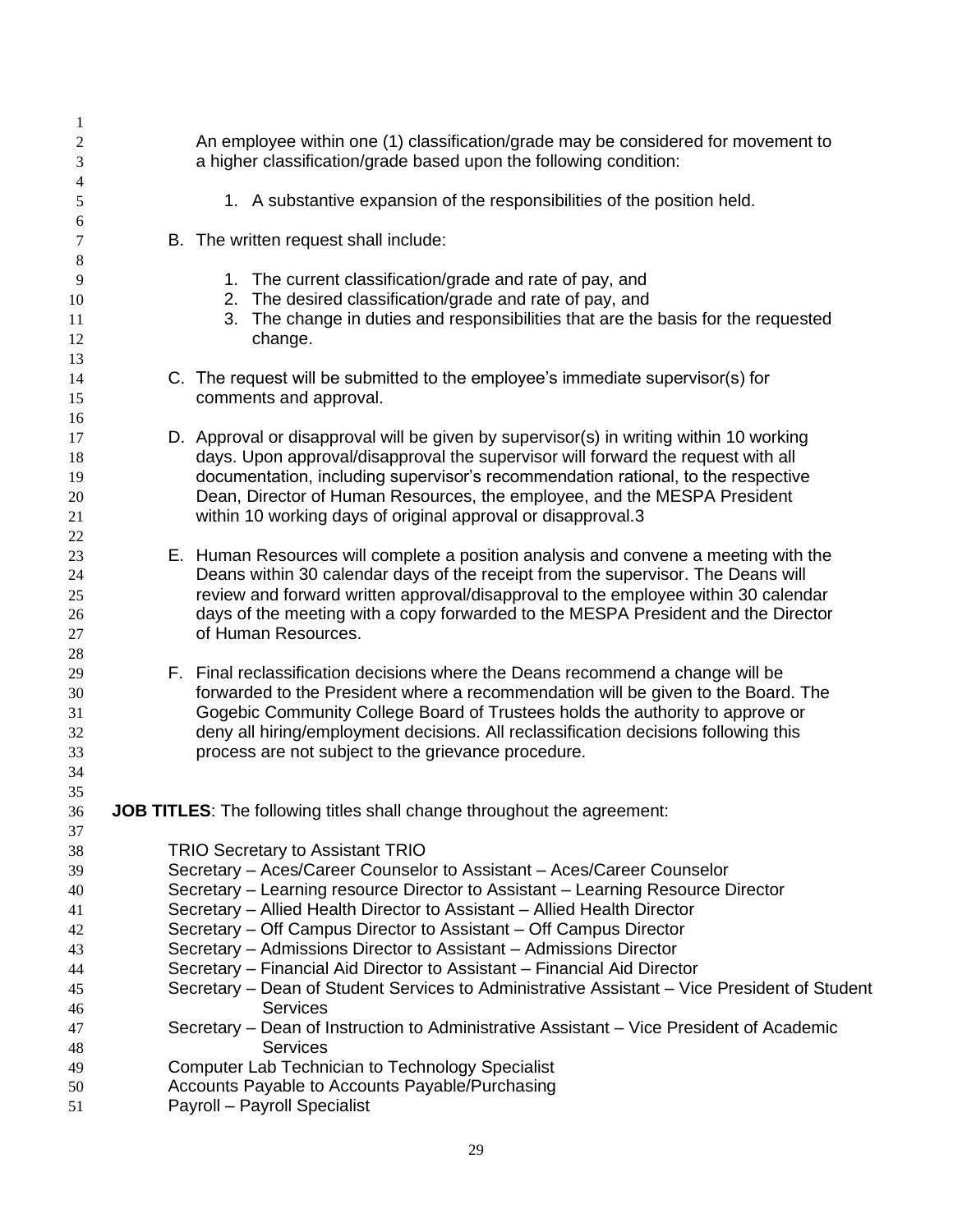An employee within one (1) classification/grade may be considered for movement to a higher classification/grade based upon the following condition:

1. A substantive expansion of the responsibilities of the position held.

B. The written request shall include:

1. The current classification/grade and rate of pay, and
2. The desired classification/grade and rate of pay, and
3. The change in duties and responsibilities that are the basis for the requested change.

C. The request will be submitted to the employee's immediate supervisor(s) for comments and approval.

D. Approval or disapproval will be given by supervisor(s) in writing within 10 working days. Upon approval/disapproval the supervisor will forward the request with all documentation, including supervisor's recommendation rational, to the respective Dean, Director of Human Resources, the employee, and the MESPA President within 10 working days of original approval or disapproval.3

E. Human Resources will complete a position analysis and convene a meeting with the Deans within 30 calendar days of the receipt from the supervisor. The Deans will review and forward written approval/disapproval to the employee within 30 calendar days of the meeting with a copy forwarded to the MESPA President and the Director of Human Resources.

F. Final reclassification decisions where the Deans recommend a change will be forwarded to the President where a recommendation will be given to the Board. The Gogebic Community College Board of Trustees holds the authority to approve or deny all hiring/employment decisions. All reclassification decisions following this process are not subject to the grievance procedure.

**JOB TITLES**: The following titles shall change throughout the agreement:

TRIO Secretary to Assistant TRIO
Secretary – Aces/Career Counselor to Assistant – Aces/Career Counselor
Secretary – Learning resource Director to Assistant – Learning Resource Director
Secretary – Allied Health Director to Assistant – Allied Health Director
Secretary – Off Campus Director to Assistant – Off Campus Director
Secretary – Admissions Director to Assistant – Admissions Director
Secretary – Financial Aid Director to Assistant – Financial Aid Director
Secretary – Dean of Student Services to Administrative Assistant – Vice President of Student Services
Secretary – Dean of Instruction to Administrative Assistant – Vice President of Academic Services
Computer Lab Technician to Technology Specialist
Accounts Payable to Accounts Payable/Purchasing
Payroll – Payroll Specialist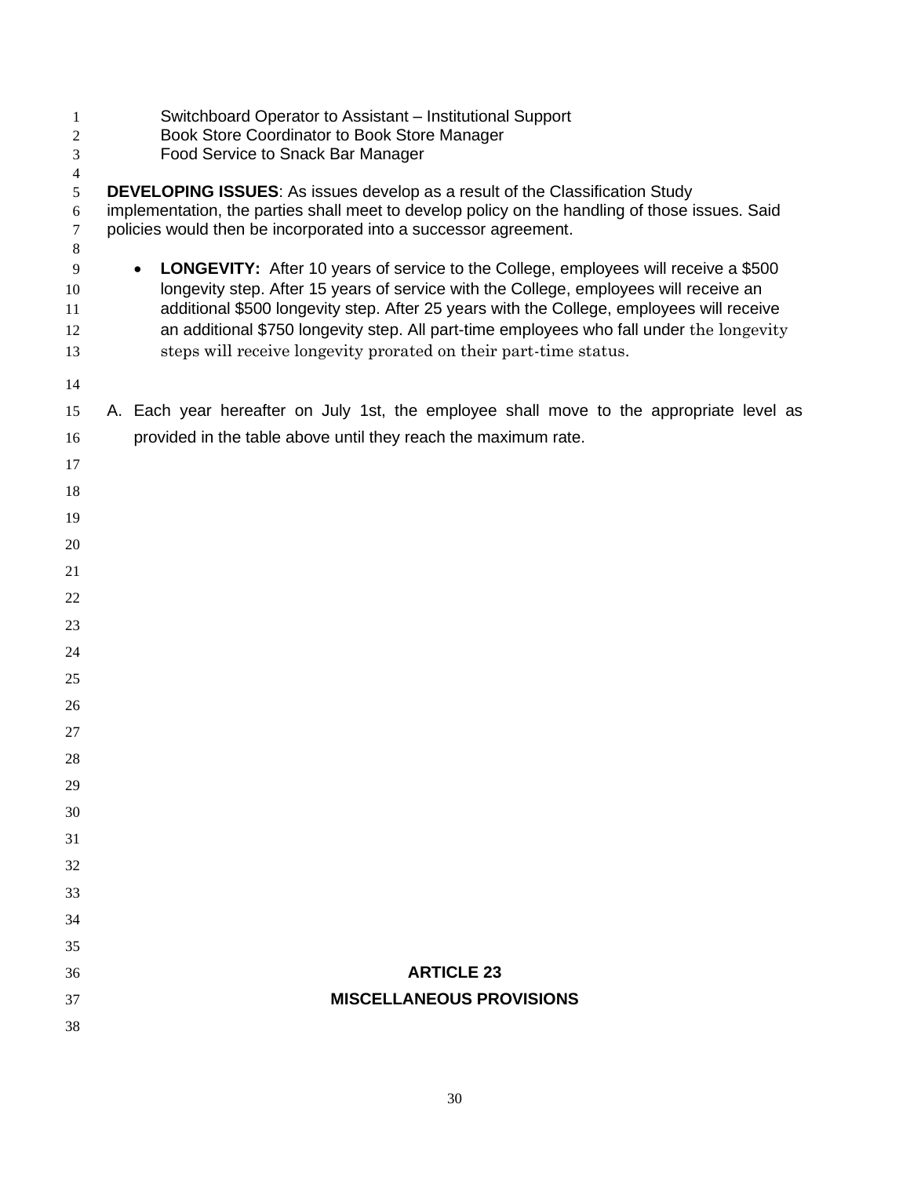Switchboard Operator to Assistant – Institutional Support
Book Store Coordinator to Book Store Manager
Food Service to Snack Bar Manager

**DEVELOPING ISSUES**: As issues develop as a result of the Classification Study implementation, the parties shall meet to develop policy on the handling of those issues. Said policies would then be incorporated into a successor agreement.

- **LONGEVITY:** After 10 years of service to the College, employees will receive a $500 longevity step. After 15 years of service with the College, employees will receive an additional $500 longevity step. After 25 years with the College, employees will receive an additional $750 longevity step. All part-time employees who fall under the longevity steps will receive longevity prorated on their part-time status.

A. Each year hereafter on July 1st, the employee shall move to the appropriate level as provided in the table above until they reach the maximum rate.

## ARTICLE 23
## MISCELLANEOUS PROVISIONS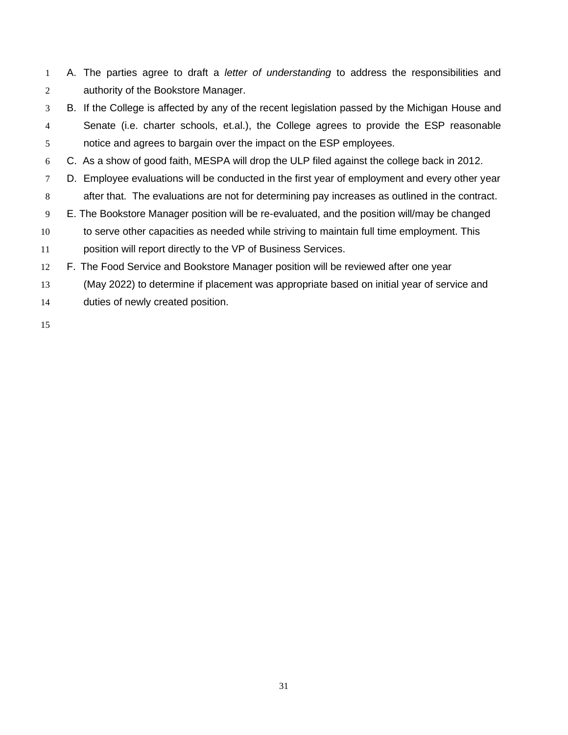A. The parties agree to draft a *letter of understanding* to address the responsibilities and authority of the Bookstore Manager.

B. If the College is affected by any of the recent legislation passed by the Michigan House and Senate (i.e. charter schools, et.al.), the College agrees to provide the ESP reasonable notice and agrees to bargain over the impact on the ESP employees.

C. As a show of good faith, MESPA will drop the ULP filed against the college back in 2012.

D. Employee evaluations will be conducted in the first year of employment and every other year after that. The evaluations are not for determining pay increases as outlined in the contract.

E. The Bookstore Manager position will be re-evaluated, and the position will/may be changed to serve other capacities as needed while striving to maintain full time employment. This position will report directly to the VP of Business Services.

F. The Food Service and Bookstore Manager position will be reviewed after one year (May 2022) to determine if placement was appropriate based on initial year of service and duties of newly created position.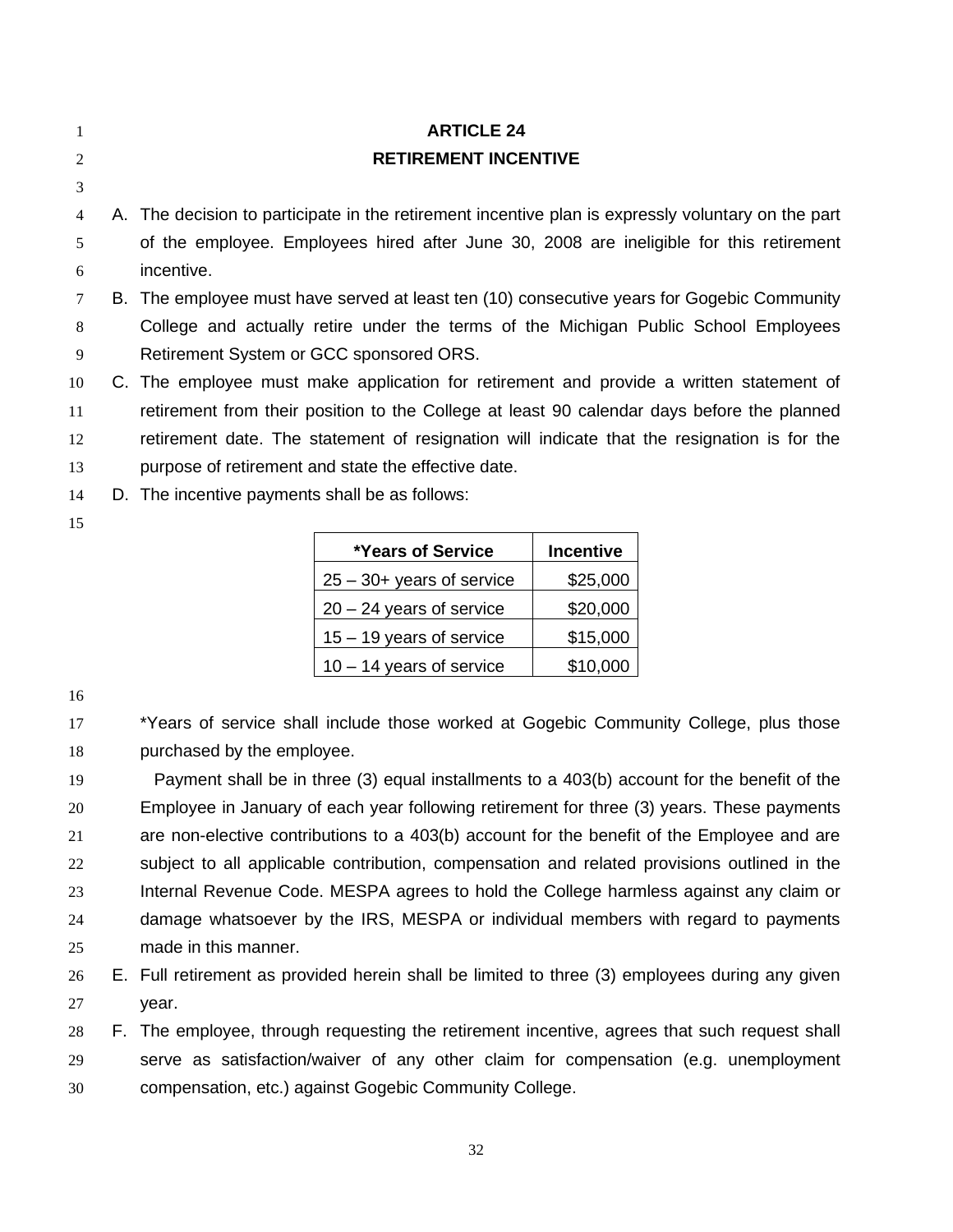# ARTICLE 24
## RETIREMENT INCENTIVE

A. The decision to participate in the retirement incentive plan is expressly voluntary on the part of the employee. Employees hired after June 30, 2008 are ineligible for this retirement incentive.

B. The employee must have served at least ten (10) consecutive years for Gogebic Community College and actually retire under the terms of the Michigan Public School Employees Retirement System or GCC sponsored ORS.

C. The employee must make application for retirement and provide a written statement of retirement from their position to the College at least 90 calendar days before the planned retirement date. The statement of resignation will indicate that the resignation is for the purpose of retirement and state the effective date.

D. The incentive payments shall be as follows:

| *Years of Service | Incentive |
|---|---|
| 25 – 30+ years of service | $25,000 |
| 20 – 24 years of service | $20,000 |
| 15 – 19 years of service | $15,000 |
| 10 – 14 years of service | $10,000 |

*Years of service shall include those worked at Gogebic Community College, plus those purchased by the employee.

Payment shall be in three (3) equal installments to a 403(b) account for the benefit of the Employee in January of each year following retirement for three (3) years. These payments are non-elective contributions to a 403(b) account for the benefit of the Employee and are subject to all applicable contribution, compensation and related provisions outlined in the Internal Revenue Code. MESPA agrees to hold the College harmless against any claim or damage whatsoever by the IRS, MESPA or individual members with regard to payments made in this manner.

E. Full retirement as provided herein shall be limited to three (3) employees during any given year.

F. The employee, through requesting the retirement incentive, agrees that such request shall serve as satisfaction/waiver of any other claim for compensation (e.g. unemployment compensation, etc.) against Gogebic Community College.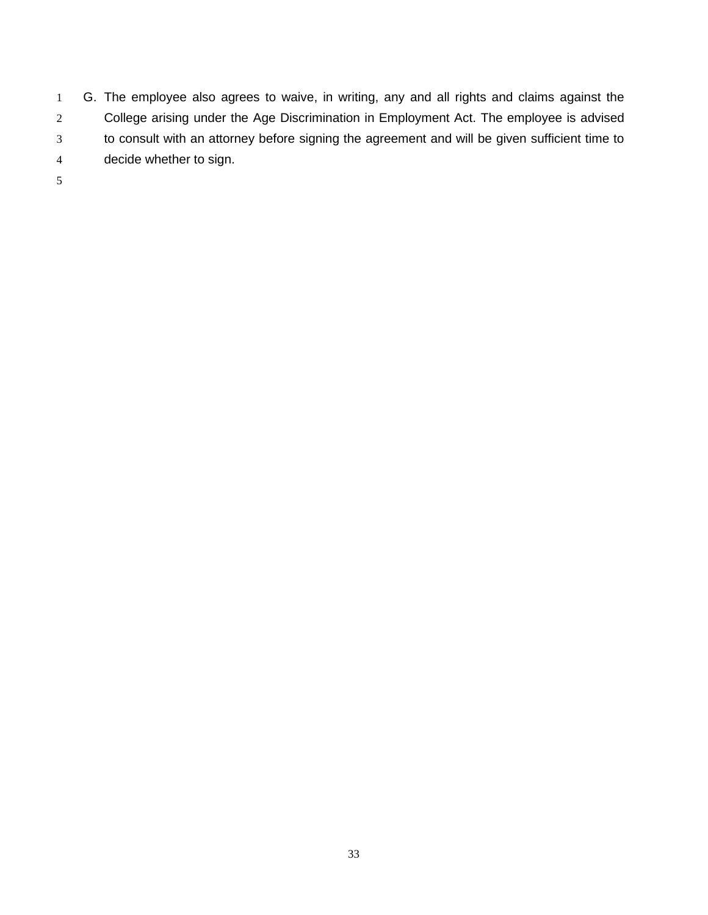G. The employee also agrees to waive, in writing, any and all rights and claims against the College arising under the Age Discrimination in Employment Act. The employee is advised to consult with an attorney before signing the agreement and will be given sufficient time to decide whether to sign.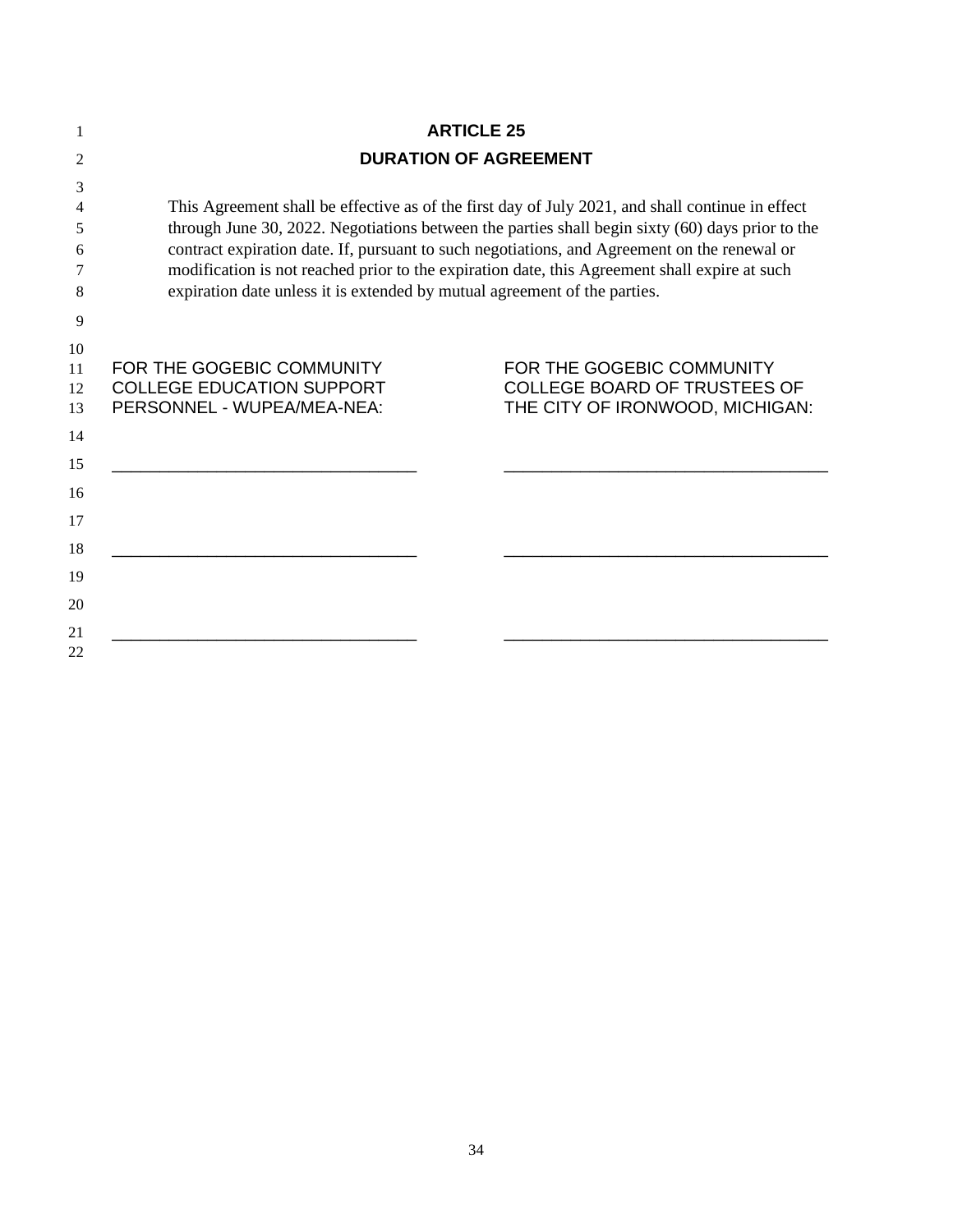## ARTICLE 25

## DURATION OF AGREEMENT

This Agreement shall be effective as of the first day of July 2021, and shall continue in effect through June 30, 2022. Negotiations between the parties shall begin sixty (60) days prior to the contract expiration date. If, pursuant to such negotiations, and Agreement on the renewal or modification is not reached prior to the expiration date, this Agreement shall expire at such expiration date unless it is extended by mutual agreement of the parties.

| | |
|---|---|
| FOR THE GOGEBIC COMMUNITY COLLEGE EDUCATION SUPPORT PERSONNEL - WUPEA/MEA-NEA: | FOR THE GOGEBIC COMMUNITY COLLEGE BOARD OF TRUSTEES OF THE CITY OF IRONWOOD, MICHIGAN: |
| ______________________________ | ______________________________ |
| ______________________________ | ______________________________ |
| ______________________________ | ______________________________ |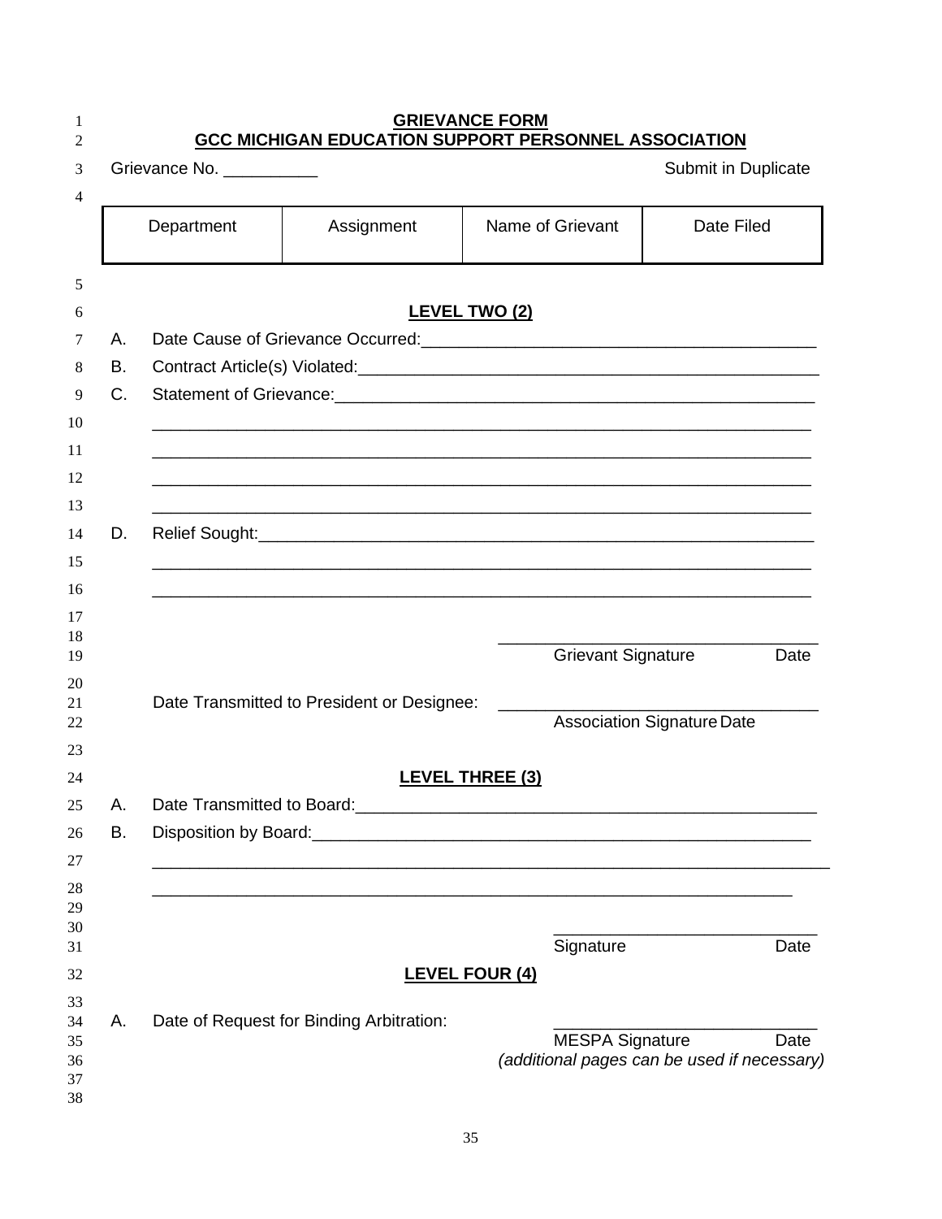**GRIEVANCE FORM**
**GCC MICHIGAN EDUCATION SUPPORT PERSONNEL ASSOCIATION**

Grievance No. __________ Submit in Duplicate

| Department | Assignment | Name of Grievant | Date Filed |
|---|---|---|---|
| | | | |

**LEVEL TWO (2)**

A. Date Cause of Grievance Occurred:__________________________________________

B. Contract Article(s) Violated:______________________________________________

C. Statement of Grievance:___________________________________________________

_______________________________________________________________________

_______________________________________________________________________

_______________________________________________________________________

_______________________________________________________________________

D. Relief Sought:___________________________________________________________

_______________________________________________________________________

_______________________________________________________________________

________________________________
Grievant Signature Date

Date Transmitted to President or Designee: ________________________________
Association Signature Date

**LEVEL THREE (3)**

A. Date Transmitted to Board:__________________________________________________

B. Disposition by Board:______________________________________________________

_______________________________________________________________________

_______________________________________________________________________

____________________________
Signature Date

**LEVEL FOUR (4)**

A. Date of Request for Binding Arbitration: ____________________________
MESPA Signature Date

*(additional pages can be used if necessary)*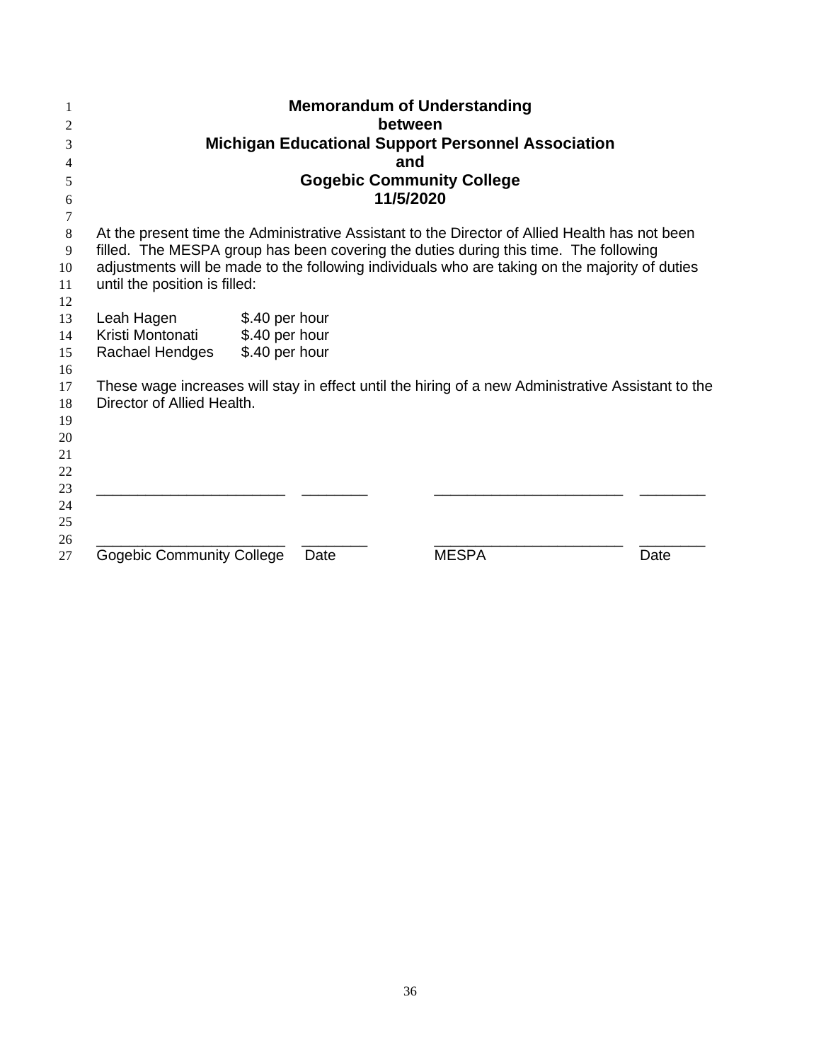**Memorandum of Understanding**
**between**
**Michigan Educational Support Personnel Association**
**and**
**Gogebic Community College**
**11/5/2020**

At the present time the Administrative Assistant to the Director of Allied Health has not been filled. The MESPA group has been covering the duties during this time. The following adjustments will be made to the following individuals who are taking on the majority of duties until the position is filled:

| | |
|---|---|
| Leah Hagen | $.40 per hour |
| Kristi Montonati | $.40 per hour |
| Rachael Hendges | $.40 per hour |

These wage increases will stay in effect until the hiring of a new Administrative Assistant to the Director of Allied Health.

_______________________ ________ _______________________ ________

_______________________ ________ _______________________ ________
Gogebic Community College Date MESPA Date